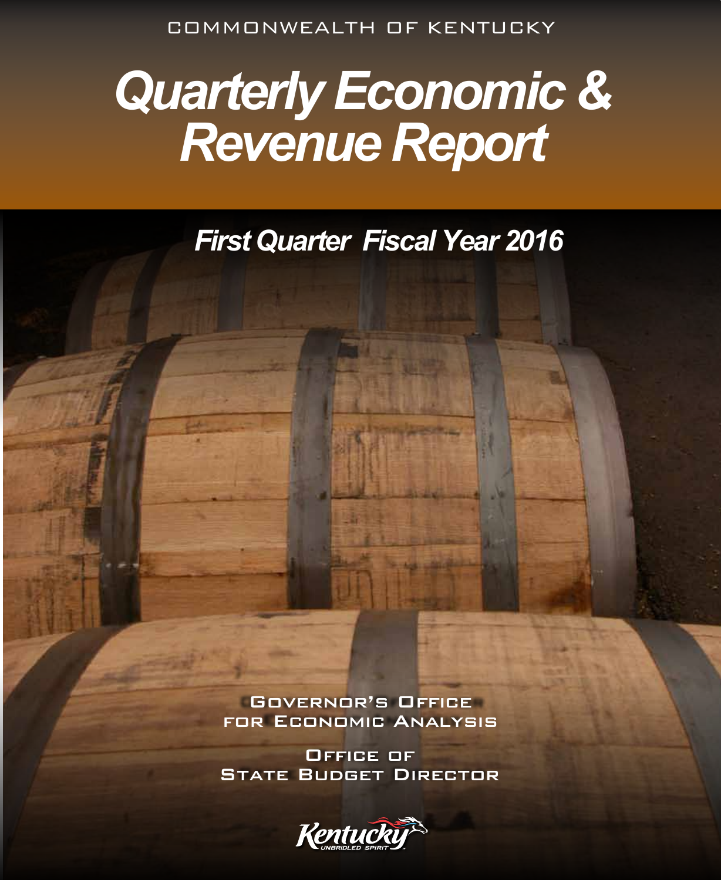COMMONWEALTH OF KENTUCKY

# Quarterly Economic & Revenue Report

## First Quarter Fiscal Year 2016

GOVERNOR'S OFFICE FOR ECONOMIC ANALYSIS

OFFICE OF STATE BUDGET DIRECTOR

Kentucky UNBRIDLED SPIRIT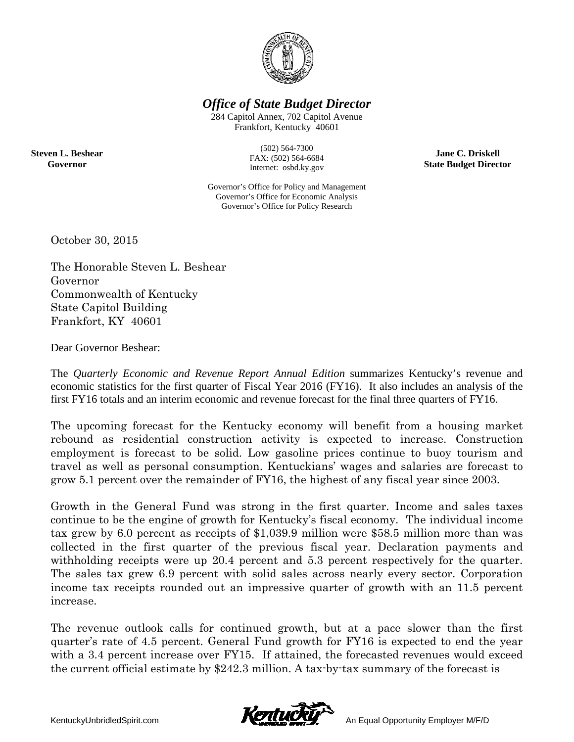# *Office of State Budget Director*

284 Capitol Annex, 702 Capitol Avenue
Frankfort, Kentucky 40601

(502) 564-7300
FAX: (502) 564-6684
Internet: osbd.ky.gov

**Steven L. Beshear**
**Governor**

**Jane C. Driskell**
**State Budget Director**

Governor's Office for Policy and Management
Governor's Office for Economic Analysis
Governor's Office for Policy Research

October 30, 2015

The Honorable Steven L. Beshear
Governor
Commonwealth of Kentucky
State Capitol Building
Frankfort, KY 40601

Dear Governor Beshear:

The *Quarterly Economic and Revenue Report Annual Edition* summarizes Kentucky's revenue and economic statistics for the first quarter of Fiscal Year 2016 (FY16). It also includes an analysis of the first FY16 totals and an interim economic and revenue forecast for the final three quarters of FY16.

The upcoming forecast for the Kentucky economy will benefit from a housing market rebound as residential construction activity is expected to increase. Construction employment is forecast to be solid. Low gasoline prices continue to buoy tourism and travel as well as personal consumption. Kentuckians' wages and salaries are forecast to grow 5.1 percent over the remainder of FY16, the highest of any fiscal year since 2003.

Growth in the General Fund was strong in the first quarter. Income and sales taxes continue to be the engine of growth for Kentucky's fiscal economy. The individual income tax grew by 6.0 percent as receipts of $1,039.9 million were $58.5 million more than was collected in the first quarter of the previous fiscal year. Declaration payments and withholding receipts were up 20.4 percent and 5.3 percent respectively for the quarter. The sales tax grew 6.9 percent with solid sales across nearly every sector. Corporation income tax receipts rounded out an impressive quarter of growth with an 11.5 percent increase.

The revenue outlook calls for continued growth, but at a pace slower than the first quarter's rate of 4.5 percent. General Fund growth for FY16 is expected to end the year with a 3.4 percent increase over FY15. If attained, the forecasted revenues would exceed the current official estimate by $242.3 million. A tax-by-tax summary of the forecast is

KentuckyUnbridledSpirit.com — An Equal Opportunity Employer M/F/D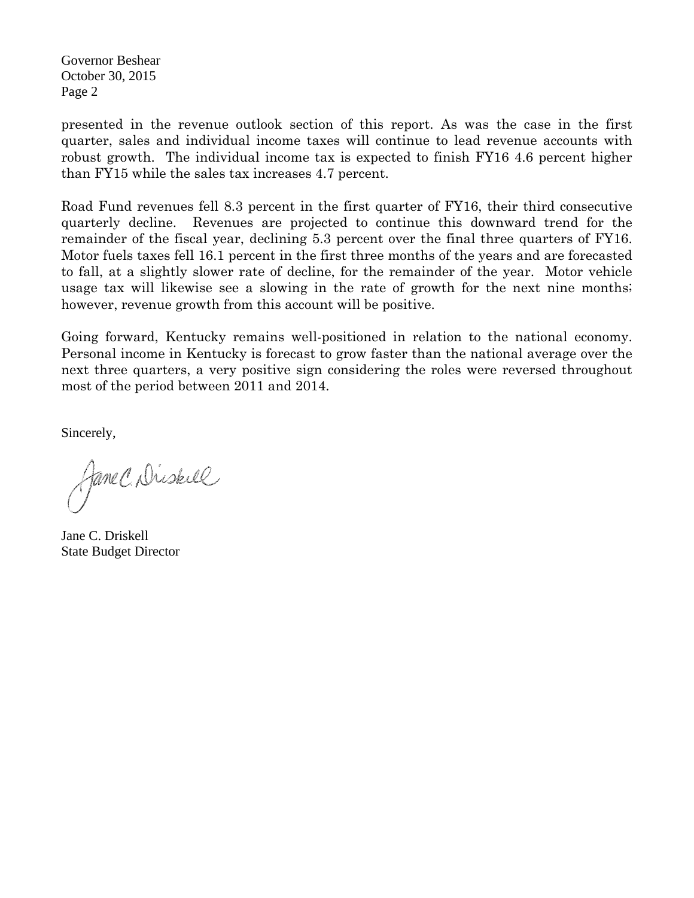presented in the revenue outlook section of this report. As was the case in the first quarter, sales and individual income taxes will continue to lead revenue accounts with robust growth. The individual income tax is expected to finish FY16 4.6 percent higher than FY15 while the sales tax increases 4.7 percent.

Road Fund revenues fell 8.3 percent in the first quarter of FY16, their third consecutive quarterly decline. Revenues are projected to continue this downward trend for the remainder of the fiscal year, declining 5.3 percent over the final three quarters of FY16. Motor fuels taxes fell 16.1 percent in the first three months of the years and are forecasted to fall, at a slightly slower rate of decline, for the remainder of the year. Motor vehicle usage tax will likewise see a slowing in the rate of growth for the next nine months; however, revenue growth from this account will be positive.

Going forward, Kentucky remains well-positioned in relation to the national economy. Personal income in Kentucky is forecast to grow faster than the national average over the next three quarters, a very positive sign considering the roles were reversed throughout most of the period between 2011 and 2014.

Sincerely,

Jane C. Driskell
State Budget Director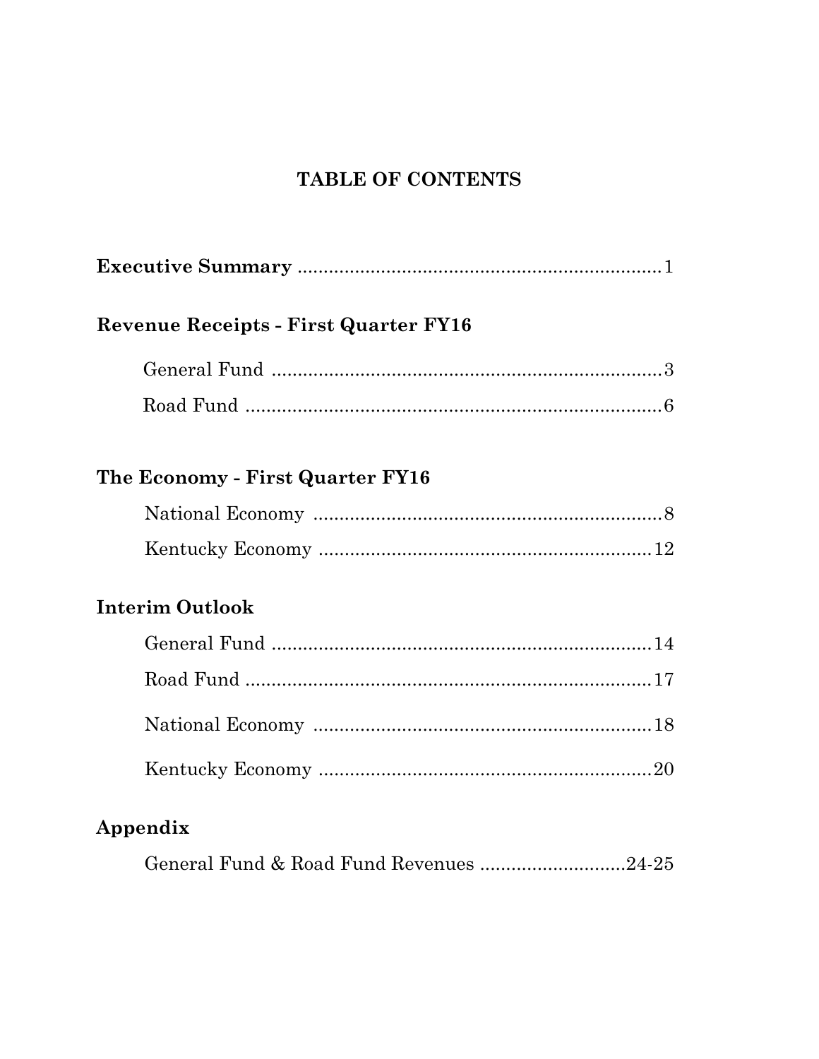# TABLE OF CONTENTS

**Executive Summary** ..................................................................... 1

**Revenue Receipts - First Quarter FY16**

General Fund ........................................................................... 3

Road Fund ............................................................................... 6

**The Economy - First Quarter FY16**

National Economy ................................................................... 8

Kentucky Economy ................................................................ 12

**Interim Outlook**

General Fund ......................................................................... 14

Road Fund .............................................................................. 17

National Economy ................................................................. 18

Kentucky Economy ................................................................ 20

**Appendix**

General Fund & Road Fund Revenues ............................ 24-25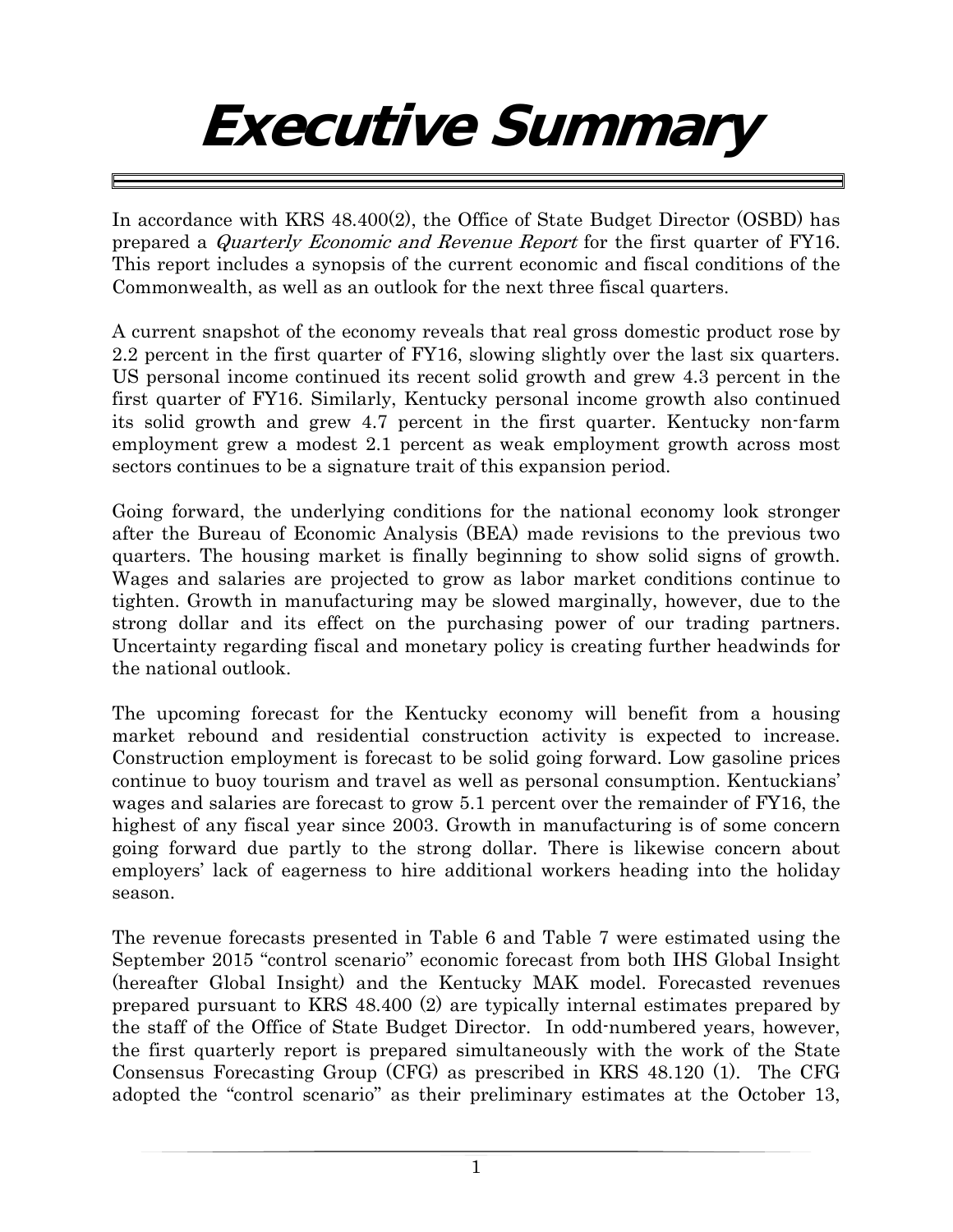# Executive Summary

In accordance with KRS 48.400(2), the Office of State Budget Director (OSBD) has prepared a *Quarterly Economic and Revenue Report* for the first quarter of FY16. This report includes a synopsis of the current economic and fiscal conditions of the Commonwealth, as well as an outlook for the next three fiscal quarters.

A current snapshot of the economy reveals that real gross domestic product rose by 2.2 percent in the first quarter of FY16, slowing slightly over the last six quarters. US personal income continued its recent solid growth and grew 4.3 percent in the first quarter of FY16. Similarly, Kentucky personal income growth also continued its solid growth and grew 4.7 percent in the first quarter. Kentucky non-farm employment grew a modest 2.1 percent as weak employment growth across most sectors continues to be a signature trait of this expansion period.

Going forward, the underlying conditions for the national economy look stronger after the Bureau of Economic Analysis (BEA) made revisions to the previous two quarters. The housing market is finally beginning to show solid signs of growth. Wages and salaries are projected to grow as labor market conditions continue to tighten. Growth in manufacturing may be slowed marginally, however, due to the strong dollar and its effect on the purchasing power of our trading partners. Uncertainty regarding fiscal and monetary policy is creating further headwinds for the national outlook.

The upcoming forecast for the Kentucky economy will benefit from a housing market rebound and residential construction activity is expected to increase. Construction employment is forecast to be solid going forward. Low gasoline prices continue to buoy tourism and travel as well as personal consumption. Kentuckians' wages and salaries are forecast to grow 5.1 percent over the remainder of FY16, the highest of any fiscal year since 2003. Growth in manufacturing is of some concern going forward due partly to the strong dollar. There is likewise concern about employers' lack of eagerness to hire additional workers heading into the holiday season.

The revenue forecasts presented in Table 6 and Table 7 were estimated using the September 2015 "control scenario" economic forecast from both IHS Global Insight (hereafter Global Insight) and the Kentucky MAK model. Forecasted revenues prepared pursuant to KRS 48.400 (2) are typically internal estimates prepared by the staff of the Office of State Budget Director. In odd-numbered years, however, the first quarterly report is prepared simultaneously with the work of the State Consensus Forecasting Group (CFG) as prescribed in KRS 48.120 (1). The CFG adopted the "control scenario" as their preliminary estimates at the October 13,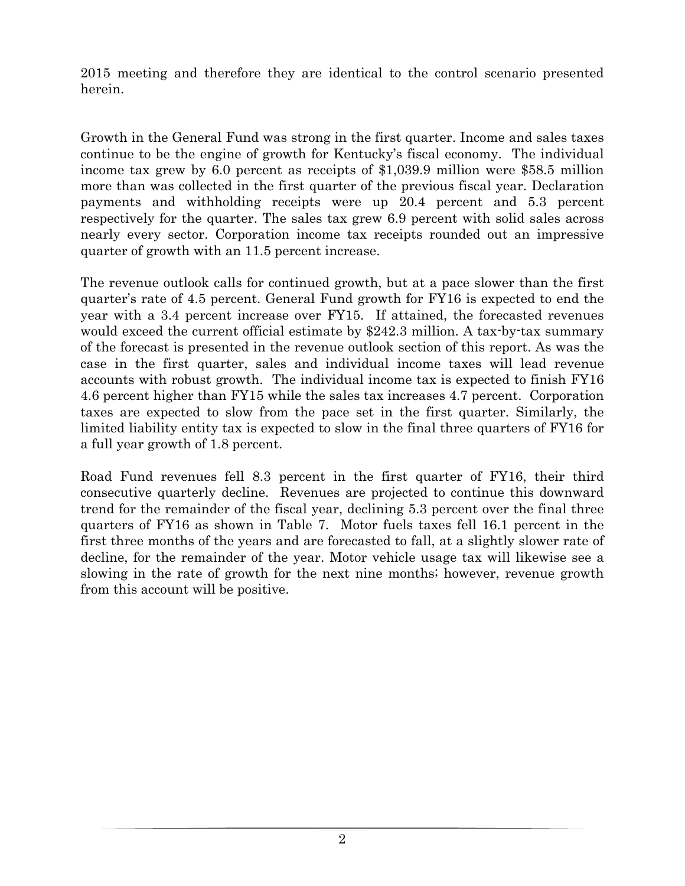2015 meeting and therefore they are identical to the control scenario presented herein.

Growth in the General Fund was strong in the first quarter. Income and sales taxes continue to be the engine of growth for Kentucky's fiscal economy. The individual income tax grew by 6.0 percent as receipts of $1,039.9 million were $58.5 million more than was collected in the first quarter of the previous fiscal year. Declaration payments and withholding receipts were up 20.4 percent and 5.3 percent respectively for the quarter. The sales tax grew 6.9 percent with solid sales across nearly every sector. Corporation income tax receipts rounded out an impressive quarter of growth with an 11.5 percent increase.

The revenue outlook calls for continued growth, but at a pace slower than the first quarter's rate of 4.5 percent. General Fund growth for FY16 is expected to end the year with a 3.4 percent increase over FY15. If attained, the forecasted revenues would exceed the current official estimate by $242.3 million. A tax-by-tax summary of the forecast is presented in the revenue outlook section of this report. As was the case in the first quarter, sales and individual income taxes will lead revenue accounts with robust growth. The individual income tax is expected to finish FY16 4.6 percent higher than FY15 while the sales tax increases 4.7 percent. Corporation taxes are expected to slow from the pace set in the first quarter. Similarly, the limited liability entity tax is expected to slow in the final three quarters of FY16 for a full year growth of 1.8 percent.

Road Fund revenues fell 8.3 percent in the first quarter of FY16, their third consecutive quarterly decline. Revenues are projected to continue this downward trend for the remainder of the fiscal year, declining 5.3 percent over the final three quarters of FY16 as shown in Table 7. Motor fuels taxes fell 16.1 percent in the first three months of the years and are forecasted to fall, at a slightly slower rate of decline, for the remainder of the year. Motor vehicle usage tax will likewise see a slowing in the rate of growth for the next nine months; however, revenue growth from this account will be positive.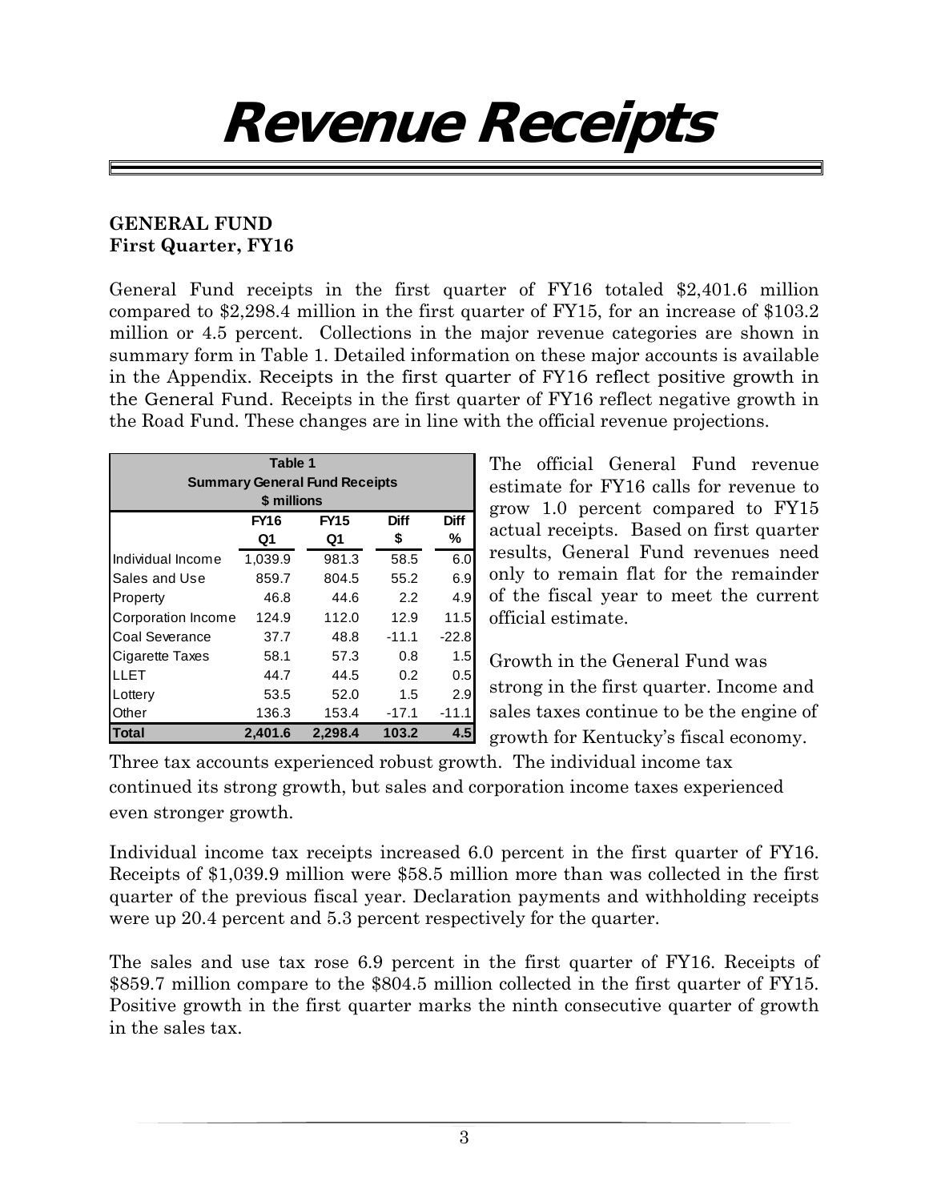# Revenue Receipts

**GENERAL FUND**
**First Quarter, FY16**

General Fund receipts in the first quarter of FY16 totaled $2,401.6 million compared to $2,298.4 million in the first quarter of FY15, for an increase of $103.2 million or 4.5 percent. Collections in the major revenue categories are shown in summary form in Table 1. Detailed information on these major accounts is available in the Appendix. Receipts in the first quarter of FY16 reflect positive growth in the General Fund. Receipts in the first quarter of FY16 reflect negative growth in the Road Fund. These changes are in line with the official revenue projections.

**Table 1**
**Summary General Fund Receipts**
**$ millions**

| | FY16 Q1 | FY15 Q1 | Diff $ | Diff % |
|---|---|---|---|---|
| Individual Income | 1,039.9 | 981.3 | 58.5 | 6.0 |
| Sales and Use | 859.7 | 804.5 | 55.2 | 6.9 |
| Property | 46.8 | 44.6 | 2.2 | 4.9 |
| Corporation Income | 124.9 | 112.0 | 12.9 | 11.5 |
| Coal Severance | 37.7 | 48.8 | -11.1 | -22.8 |
| Cigarette Taxes | 58.1 | 57.3 | 0.8 | 1.5 |
| LLET | 44.7 | 44.5 | 0.2 | 0.5 |
| Lottery | 53.5 | 52.0 | 1.5 | 2.9 |
| Other | 136.3 | 153.4 | -17.1 | -11.1 |
| **Total** | **2,401.6** | **2,298.4** | **103.2** | **4.5** |

The official General Fund revenue estimate for FY16 calls for revenue to grow 1.0 percent compared to FY15 actual receipts. Based on first quarter results, General Fund revenues need only to remain flat for the remainder of the fiscal year to meet the current official estimate.

Growth in the General Fund was strong in the first quarter. Income and sales taxes continue to be the engine of growth for Kentucky's fiscal economy. Three tax accounts experienced robust growth. The individual income tax continued its strong growth, but sales and corporation income taxes experienced even stronger growth.

Individual income tax receipts increased 6.0 percent in the first quarter of FY16. Receipts of $1,039.9 million were $58.5 million more than was collected in the first quarter of the previous fiscal year. Declaration payments and withholding receipts were up 20.4 percent and 5.3 percent respectively for the quarter.

The sales and use tax rose 6.9 percent in the first quarter of FY16. Receipts of $859.7 million compare to the $804.5 million collected in the first quarter of FY15. Positive growth in the first quarter marks the ninth consecutive quarter of growth in the sales tax.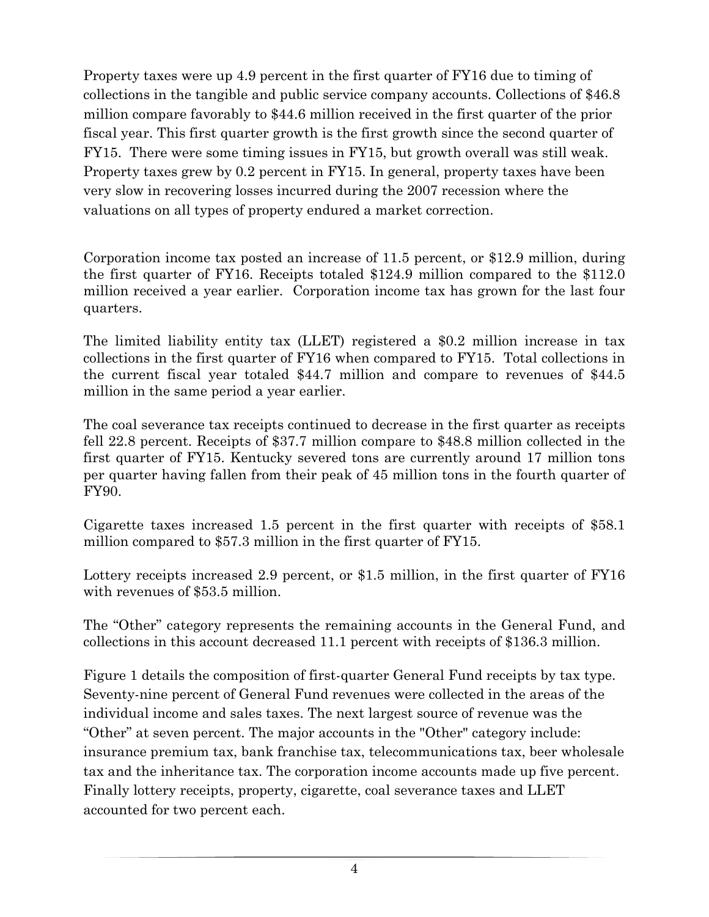Property taxes were up 4.9 percent in the first quarter of FY16 due to timing of collections in the tangible and public service company accounts. Collections of $46.8 million compare favorably to $44.6 million received in the first quarter of the prior fiscal year. This first quarter growth is the first growth since the second quarter of FY15. There were some timing issues in FY15, but growth overall was still weak. Property taxes grew by 0.2 percent in FY15. In general, property taxes have been very slow in recovering losses incurred during the 2007 recession where the valuations on all types of property endured a market correction.

Corporation income tax posted an increase of 11.5 percent, or $12.9 million, during the first quarter of FY16. Receipts totaled $124.9 million compared to the $112.0 million received a year earlier. Corporation income tax has grown for the last four quarters.

The limited liability entity tax (LLET) registered a $0.2 million increase in tax collections in the first quarter of FY16 when compared to FY15. Total collections in the current fiscal year totaled $44.7 million and compare to revenues of $44.5 million in the same period a year earlier.

The coal severance tax receipts continued to decrease in the first quarter as receipts fell 22.8 percent. Receipts of $37.7 million compare to $48.8 million collected in the first quarter of FY15. Kentucky severed tons are currently around 17 million tons per quarter having fallen from their peak of 45 million tons in the fourth quarter of FY90.

Cigarette taxes increased 1.5 percent in the first quarter with receipts of $58.1 million compared to $57.3 million in the first quarter of FY15.

Lottery receipts increased 2.9 percent, or $1.5 million, in the first quarter of FY16 with revenues of $53.5 million.

The "Other" category represents the remaining accounts in the General Fund, and collections in this account decreased 11.1 percent with receipts of $136.3 million.

Figure 1 details the composition of first-quarter General Fund receipts by tax type. Seventy-nine percent of General Fund revenues were collected in the areas of the individual income and sales taxes. The next largest source of revenue was the "Other" at seven percent. The major accounts in the "Other" category include: insurance premium tax, bank franchise tax, telecommunications tax, beer wholesale tax and the inheritance tax. The corporation income accounts made up five percent. Finally lottery receipts, property, cigarette, coal severance taxes and LLET accounted for two percent each.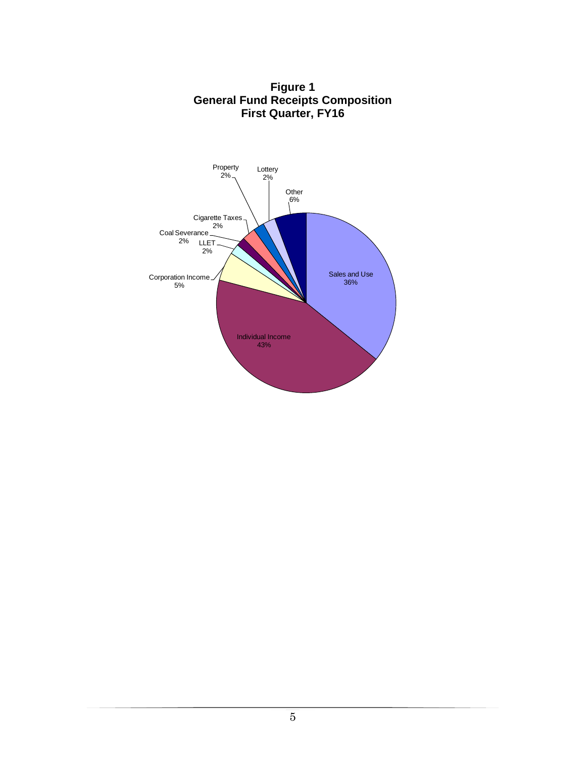**Figure 1**
**General Fund Receipts Composition**
**First Quarter, FY16**

Property 2%

Lottery 2%

Other 6%

Cigarette Taxes 2%

Coal Severance 2%

LLET 2%

Corporation Income 5%

Sales and Use 36%

Individual Income 43%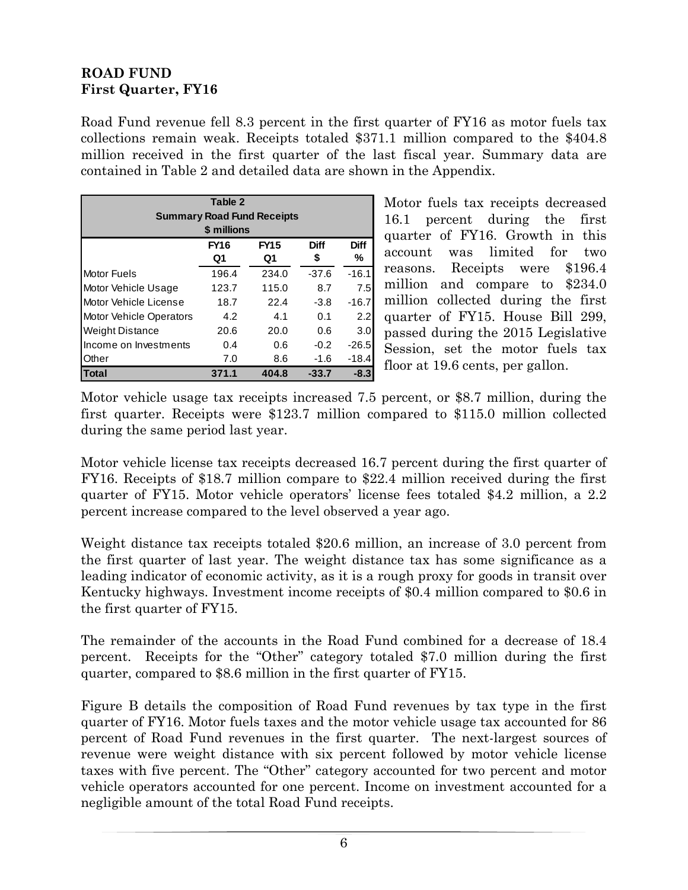**ROAD FUND**
**First Quarter, FY16**

Road Fund revenue fell 8.3 percent in the first quarter of FY16 as motor fuels tax collections remain weak. Receipts totaled $371.1 million compared to the $404.8 million received in the first quarter of the last fiscal year. Summary data are contained in Table 2 and detailed data are shown in the Appendix.

| Table 2<br>Summary Road Fund Receipts<br>$ millions | | | | |
|---|---|---|---|---|
| | FY16 Q1 | FY15 Q1 | Diff $ | Diff % |
| Motor Fuels | 196.4 | 234.0 | -37.6 | -16.1 |
| Motor Vehicle Usage | 123.7 | 115.0 | 8.7 | 7.5 |
| Motor Vehicle License | 18.7 | 22.4 | -3.8 | -16.7 |
| Motor Vehicle Operators | 4.2 | 4.1 | 0.1 | 2.2 |
| Weight Distance | 20.6 | 20.0 | 0.6 | 3.0 |
| Income on Investments | 0.4 | 0.6 | -0.2 | -26.5 |
| Other | 7.0 | 8.6 | -1.6 | -18.4 |
| **Total** | **371.1** | **404.8** | **-33.7** | **-8.3** |

Motor fuels tax receipts decreased 16.1 percent during the first quarter of FY16. Growth in this account was limited for two reasons. Receipts were $196.4 million and compare to $234.0 million collected during the first quarter of FY15. House Bill 299, passed during the 2015 Legislative Session, set the motor fuels tax floor at 19.6 cents, per gallon.

Motor vehicle usage tax receipts increased 7.5 percent, or $8.7 million, during the first quarter. Receipts were $123.7 million compared to $115.0 million collected during the same period last year.

Motor vehicle license tax receipts decreased 16.7 percent during the first quarter of FY16. Receipts of $18.7 million compare to $22.4 million received during the first quarter of FY15. Motor vehicle operators' license fees totaled $4.2 million, a 2.2 percent increase compared to the level observed a year ago.

Weight distance tax receipts totaled $20.6 million, an increase of 3.0 percent from the first quarter of last year. The weight distance tax has some significance as a leading indicator of economic activity, as it is a rough proxy for goods in transit over Kentucky highways. Investment income receipts of $0.4 million compared to $0.6 in the first quarter of FY15.

The remainder of the accounts in the Road Fund combined for a decrease of 18.4 percent. Receipts for the "Other" category totaled $7.0 million during the first quarter, compared to $8.6 million in the first quarter of FY15.

Figure B details the composition of Road Fund revenues by tax type in the first quarter of FY16. Motor fuels taxes and the motor vehicle usage tax accounted for 86 percent of Road Fund revenues in the first quarter. The next-largest sources of revenue were weight distance with six percent followed by motor vehicle license taxes with five percent. The "Other" category accounted for two percent and motor vehicle operators accounted for one percent. Income on investment accounted for a negligible amount of the total Road Fund receipts.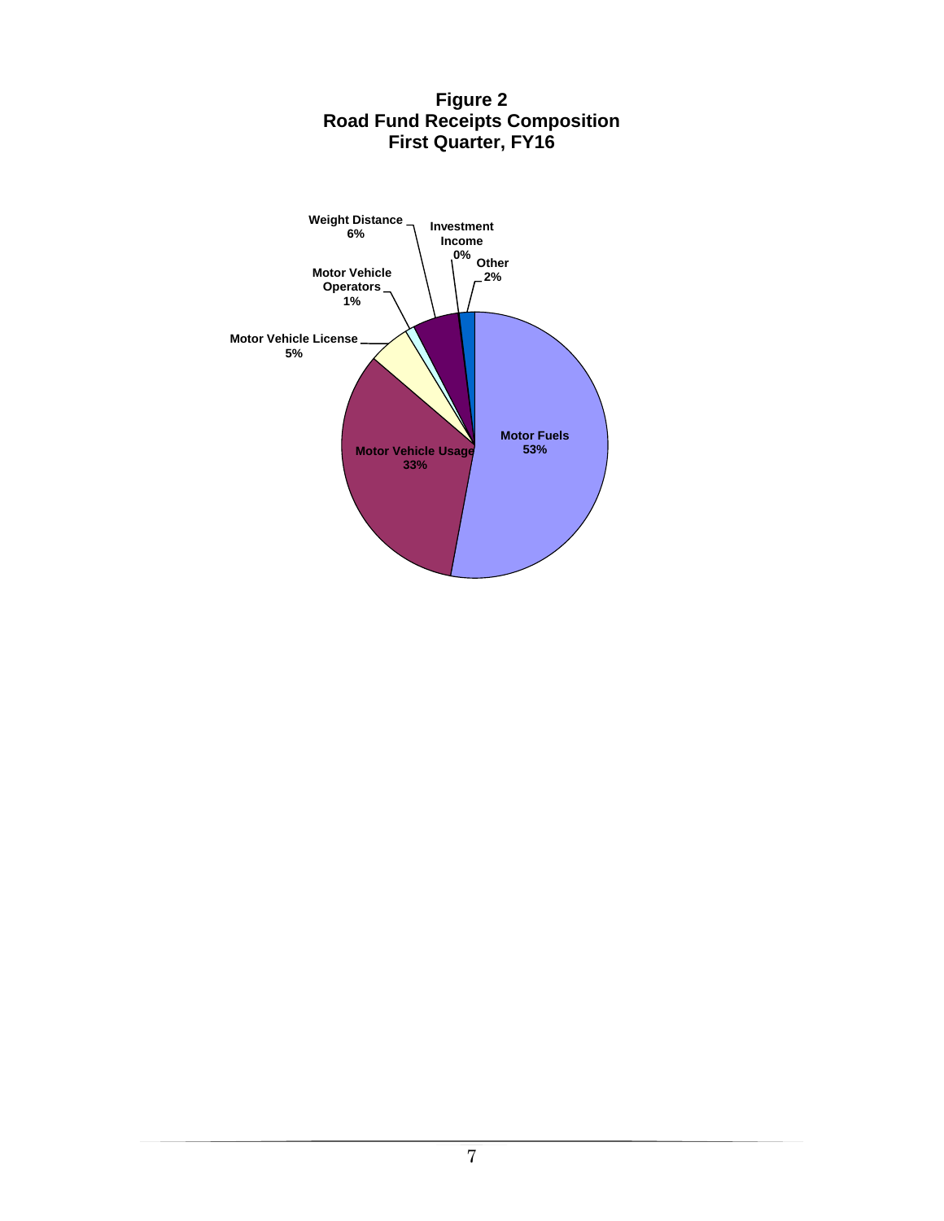**Figure 2**
**Road Fund Receipts Composition**
**First Quarter, FY16**

| Category | Share |
| --- | --- |
| Motor Fuels | 53% |
| Motor Vehicle Usage | 33% |
| Motor Vehicle License | 5% |
| Motor Vehicle Operators | 1% |
| Weight Distance | 6% |
| Investment Income | 0% |
| Other | 2% |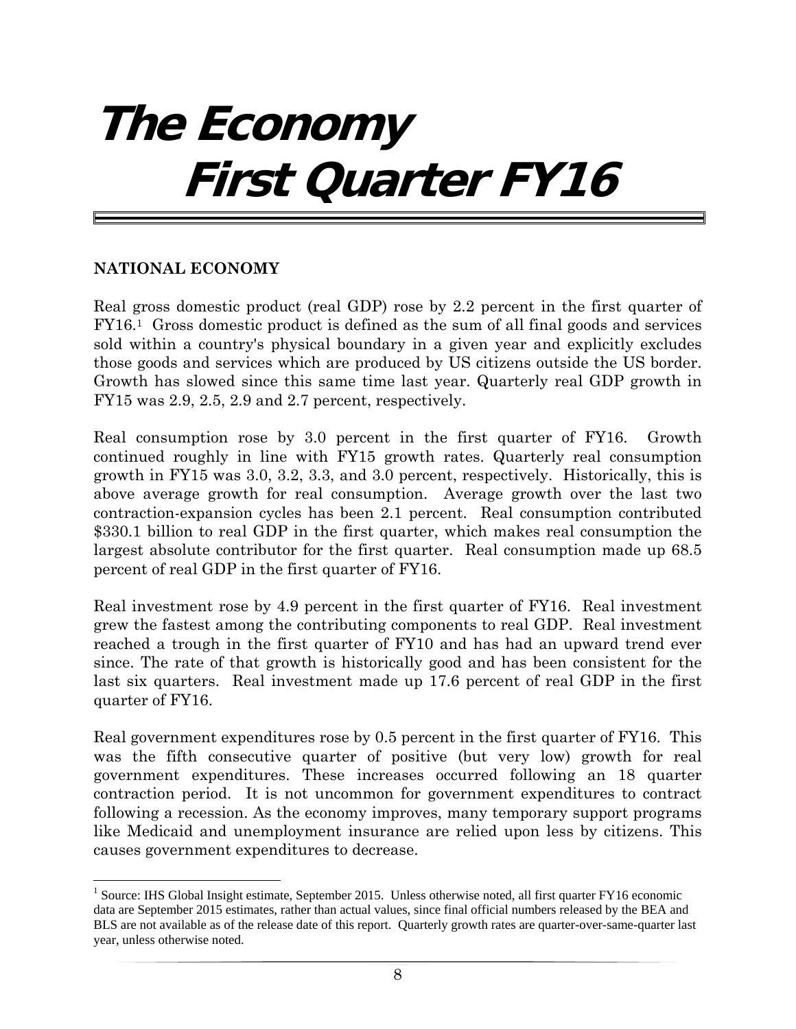# The Economy
# First Quarter FY16

**NATIONAL ECONOMY**

Real gross domestic product (real GDP) rose by 2.2 percent in the first quarter of FY16.[1] Gross domestic product is defined as the sum of all final goods and services sold within a country's physical boundary in a given year and explicitly excludes those goods and services which are produced by US citizens outside the US border. Growth has slowed since this same time last year. Quarterly real GDP growth in FY15 was 2.9, 2.5, 2.9 and 2.7 percent, respectively.

Real consumption rose by 3.0 percent in the first quarter of FY16. Growth continued roughly in line with FY15 growth rates. Quarterly real consumption growth in FY15 was 3.0, 3.2, 3.3, and 3.0 percent, respectively. Historically, this is above average growth for real consumption. Average growth over the last two contraction-expansion cycles has been 2.1 percent. Real consumption contributed $330.1 billion to real GDP in the first quarter, which makes real consumption the largest absolute contributor for the first quarter. Real consumption made up 68.5 percent of real GDP in the first quarter of FY16.

Real investment rose by 4.9 percent in the first quarter of FY16. Real investment grew the fastest among the contributing components to real GDP. Real investment reached a trough in the first quarter of FY10 and has had an upward trend ever since. The rate of that growth is historically good and has been consistent for the last six quarters. Real investment made up 17.6 percent of real GDP in the first quarter of FY16.

Real government expenditures rose by 0.5 percent in the first quarter of FY16. This was the fifth consecutive quarter of positive (but very low) growth for real government expenditures. These increases occurred following an 18 quarter contraction period. It is not uncommon for government expenditures to contract following a recession. As the economy improves, many temporary support programs like Medicaid and unemployment insurance are relied upon less by citizens. This causes government expenditures to decrease.

[1] Source: IHS Global Insight estimate, September 2015. Unless otherwise noted, all first quarter FY16 economic data are September 2015 estimates, rather than actual values, since final official numbers released by the BEA and BLS are not available as of the release date of this report. Quarterly growth rates are quarter-over-same-quarter last year, unless otherwise noted.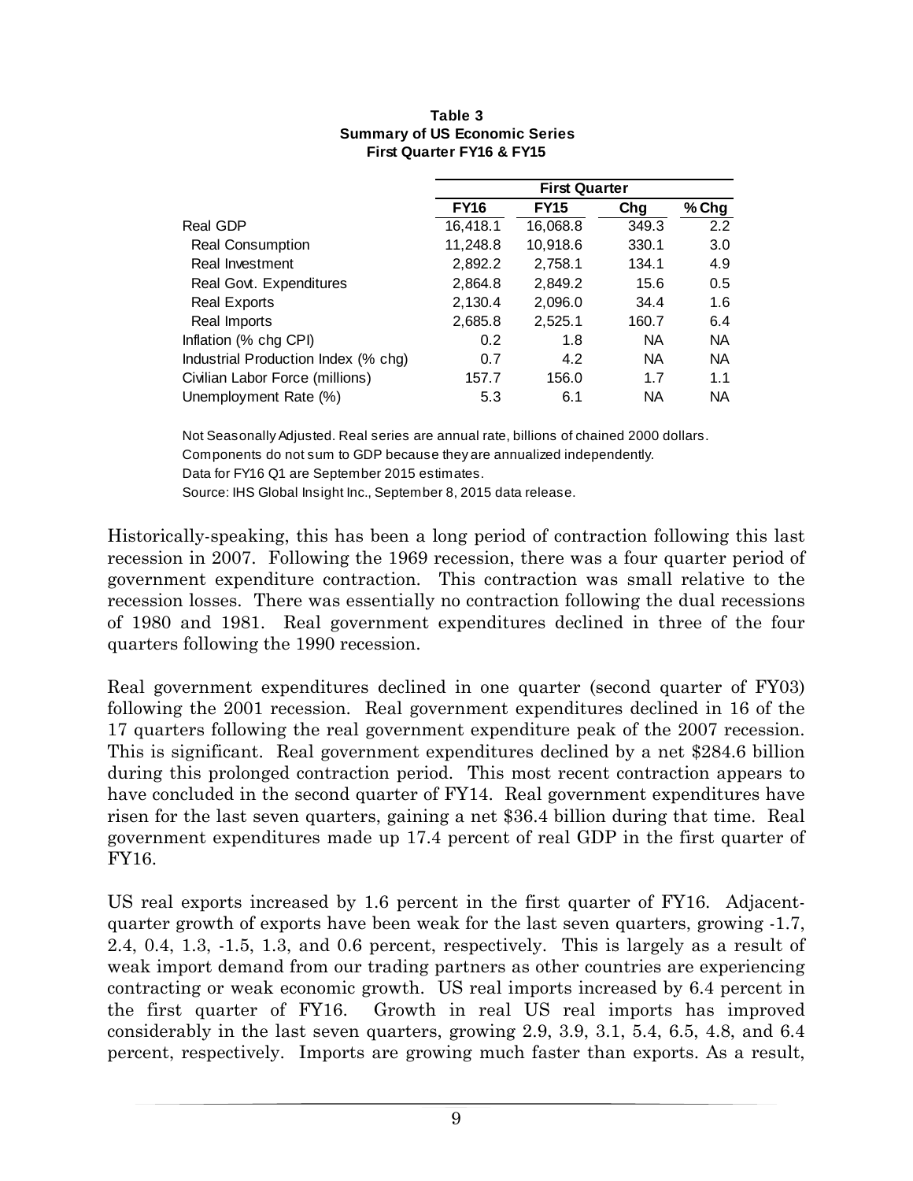**Table 3**
**Summary of US Economic Series**
**First Quarter FY16 & FY15**

| | **First Quarter** | | | |
|---|---|---|---|---|
| | **FY16** | **FY15** | **Chg** | **% Chg** |
| Real GDP | 16,418.1 | 16,068.8 | 349.3 | 2.2 |
| Real Consumption | 11,248.8 | 10,918.6 | 330.1 | 3.0 |
| Real Investment | 2,892.2 | 2,758.1 | 134.1 | 4.9 |
| Real Govt. Expenditures | 2,864.8 | 2,849.2 | 15.6 | 0.5 |
| Real Exports | 2,130.4 | 2,096.0 | 34.4 | 1.6 |
| Real Imports | 2,685.8 | 2,525.1 | 160.7 | 6.4 |
| Inflation (% chg CPI) | 0.2 | 1.8 | NA | NA |
| Industrial Production Index (% chg) | 0.7 | 4.2 | NA | NA |
| Civilian Labor Force (millions) | 157.7 | 156.0 | 1.7 | 1.1 |
| Unemployment Rate (%) | 5.3 | 6.1 | NA | NA |

Not Seasonally Adjusted. Real series are annual rate, billions of chained 2000 dollars.
Components do not sum to GDP because they are annualized independently.
Data for FY16 Q1 are September 2015 estimates.
Source: IHS Global Insight Inc., September 8, 2015 data release.

Historically-speaking, this has been a long period of contraction following this last recession in 2007. Following the 1969 recession, there was a four quarter period of government expenditure contraction. This contraction was small relative to the recession losses. There was essentially no contraction following the dual recessions of 1980 and 1981. Real government expenditures declined in three of the four quarters following the 1990 recession.

Real government expenditures declined in one quarter (second quarter of FY03) following the 2001 recession. Real government expenditures declined in 16 of the 17 quarters following the real government expenditure peak of the 2007 recession. This is significant. Real government expenditures declined by a net $284.6 billion during this prolonged contraction period. This most recent contraction appears to have concluded in the second quarter of FY14. Real government expenditures have risen for the last seven quarters, gaining a net $36.4 billion during that time. Real government expenditures made up 17.4 percent of real GDP in the first quarter of FY16.

US real exports increased by 1.6 percent in the first quarter of FY16. Adjacent-quarter growth of exports have been weak for the last seven quarters, growing -1.7, 2.4, 0.4, 1.3, -1.5, 1.3, and 0.6 percent, respectively. This is largely as a result of weak import demand from our trading partners as other countries are experiencing contracting or weak economic growth. US real imports increased by 6.4 percent in the first quarter of FY16. Growth in real US real imports has improved considerably in the last seven quarters, growing 2.9, 3.9, 3.1, 5.4, 6.5, 4.8, and 6.4 percent, respectively. Imports are growing much faster than exports. As a result,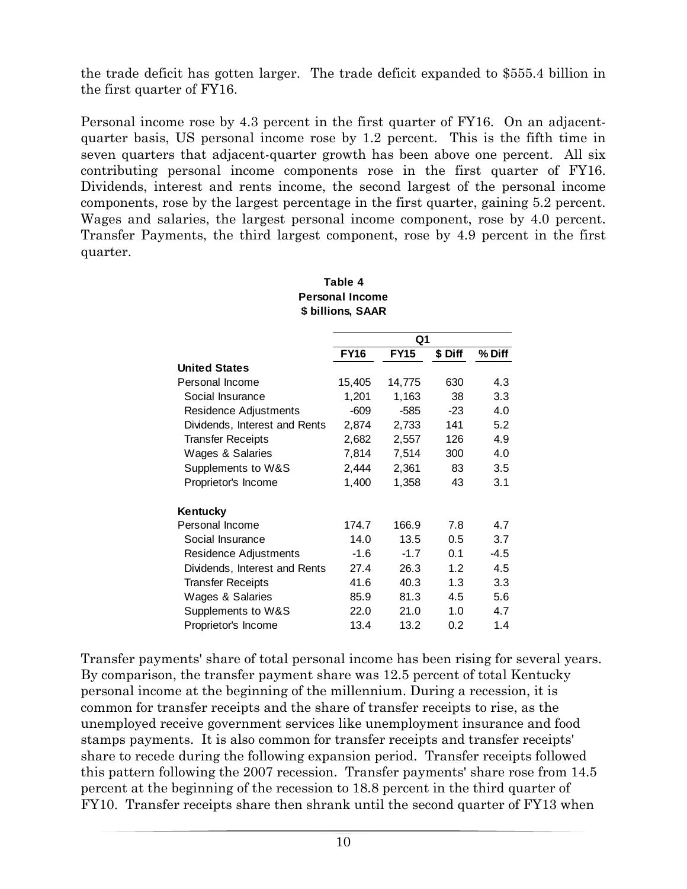the trade deficit has gotten larger. The trade deficit expanded to $555.4 billion in the first quarter of FY16.

Personal income rose by 4.3 percent in the first quarter of FY16. On an adjacent-quarter basis, US personal income rose by 1.2 percent. This is the fifth time in seven quarters that adjacent-quarter growth has been above one percent. All six contributing personal income components rose in the first quarter of FY16. Dividends, interest and rents income, the second largest of the personal income components, rose by the largest percentage in the first quarter, gaining 5.2 percent. Wages and salaries, the largest personal income component, rose by 4.0 percent. Transfer Payments, the third largest component, rose by 4.9 percent in the first quarter.

**Table 4**
**Personal Income**
**$ billions, SAAR**

| | Q1 | | | |
|---|---|---|---|---|
| | **FY16** | **FY15** | **$ Diff** | **% Diff** |
| **United States** | | | | |
| Personal Income | 15,405 | 14,775 | 630 | 4.3 |
| Social Insurance | 1,201 | 1,163 | 38 | 3.3 |
| Residence Adjustments | -609 | -585 | -23 | 4.0 |
| Dividends, Interest and Rents | 2,874 | 2,733 | 141 | 5.2 |
| Transfer Receipts | 2,682 | 2,557 | 126 | 4.9 |
| Wages & Salaries | 7,814 | 7,514 | 300 | 4.0 |
| Supplements to W&S | 2,444 | 2,361 | 83 | 3.5 |
| Proprietor's Income | 1,400 | 1,358 | 43 | 3.1 |
| **Kentucky** | | | | |
| Personal Income | 174.7 | 166.9 | 7.8 | 4.7 |
| Social Insurance | 14.0 | 13.5 | 0.5 | 3.7 |
| Residence Adjustments | -1.6 | -1.7 | 0.1 | -4.5 |
| Dividends, Interest and Rents | 27.4 | 26.3 | 1.2 | 4.5 |
| Transfer Receipts | 41.6 | 40.3 | 1.3 | 3.3 |
| Wages & Salaries | 85.9 | 81.3 | 4.5 | 5.6 |
| Supplements to W&S | 22.0 | 21.0 | 1.0 | 4.7 |
| Proprietor's Income | 13.4 | 13.2 | 0.2 | 1.4 |

Transfer payments' share of total personal income has been rising for several years. By comparison, the transfer payment share was 12.5 percent of total Kentucky personal income at the beginning of the millennium. During a recession, it is common for transfer receipts and the share of transfer receipts to rise, as the unemployed receive government services like unemployment insurance and food stamps payments. It is also common for transfer receipts and transfer receipts' share to recede during the following expansion period. Transfer receipts followed this pattern following the 2007 recession. Transfer payments' share rose from 14.5 percent at the beginning of the recession to 18.8 percent in the third quarter of FY10. Transfer receipts share then shrank until the second quarter of FY13 when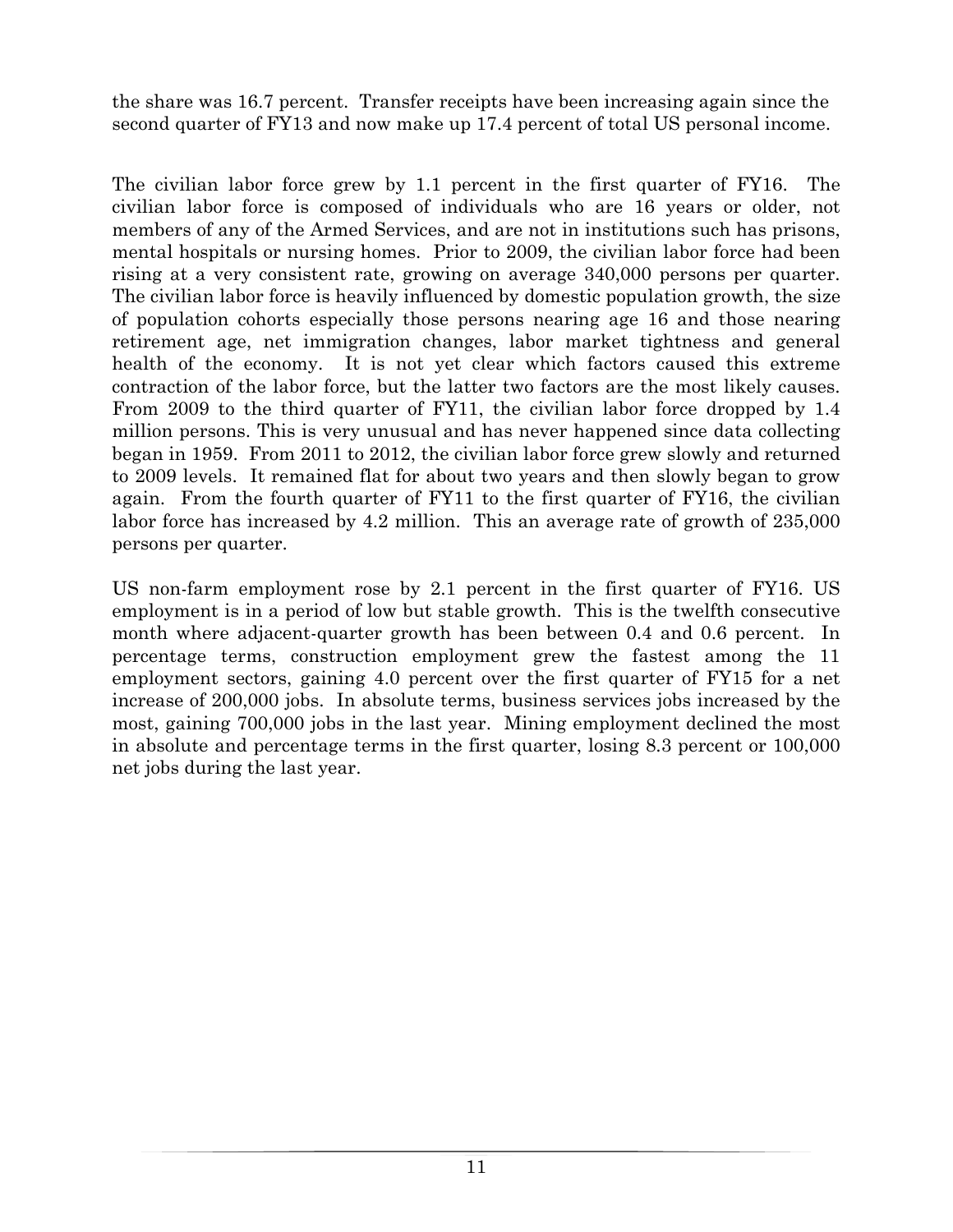the share was 16.7 percent. Transfer receipts have been increasing again since the second quarter of FY13 and now make up 17.4 percent of total US personal income.

The civilian labor force grew by 1.1 percent in the first quarter of FY16. The civilian labor force is composed of individuals who are 16 years or older, not members of any of the Armed Services, and are not in institutions such has prisons, mental hospitals or nursing homes. Prior to 2009, the civilian labor force had been rising at a very consistent rate, growing on average 340,000 persons per quarter. The civilian labor force is heavily influenced by domestic population growth, the size of population cohorts especially those persons nearing age 16 and those nearing retirement age, net immigration changes, labor market tightness and general health of the economy. It is not yet clear which factors caused this extreme contraction of the labor force, but the latter two factors are the most likely causes. From 2009 to the third quarter of FY11, the civilian labor force dropped by 1.4 million persons. This is very unusual and has never happened since data collecting began in 1959. From 2011 to 2012, the civilian labor force grew slowly and returned to 2009 levels. It remained flat for about two years and then slowly began to grow again. From the fourth quarter of FY11 to the first quarter of FY16, the civilian labor force has increased by 4.2 million. This an average rate of growth of 235,000 persons per quarter.

US non-farm employment rose by 2.1 percent in the first quarter of FY16. US employment is in a period of low but stable growth. This is the twelfth consecutive month where adjacent-quarter growth has been between 0.4 and 0.6 percent. In percentage terms, construction employment grew the fastest among the 11 employment sectors, gaining 4.0 percent over the first quarter of FY15 for a net increase of 200,000 jobs. In absolute terms, business services jobs increased by the most, gaining 700,000 jobs in the last year. Mining employment declined the most in absolute and percentage terms in the first quarter, losing 8.3 percent or 100,000 net jobs during the last year.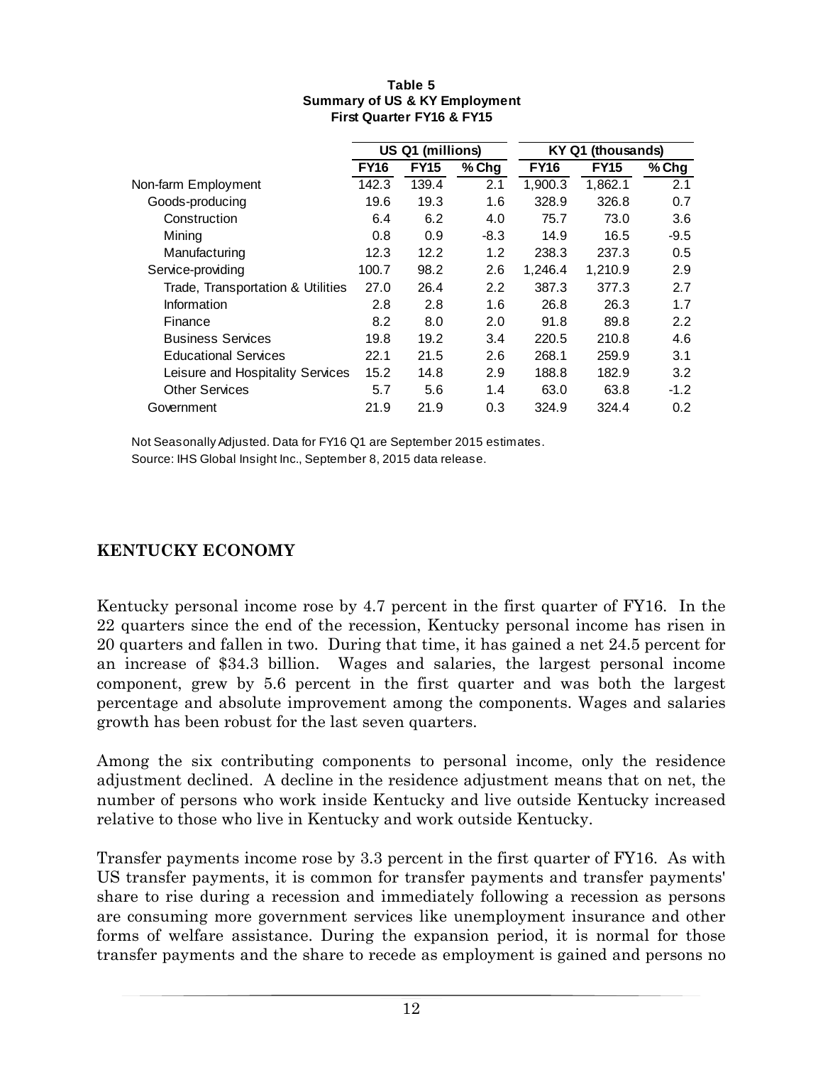**Table 5**
**Summary of US & KY Employment**
**First Quarter FY16 & FY15**

| | US Q1 (millions) | | | KY Q1 (thousands) | | |
|---|---|---|---|---|---|---|
| | **FY16** | **FY15** | **% Chg** | **FY16** | **FY15** | **% Chg** |
| Non-farm Employment | 142.3 | 139.4 | 2.1 | 1,900.3 | 1,862.1 | 2.1 |
| Goods-producing | 19.6 | 19.3 | 1.6 | 328.9 | 326.8 | 0.7 |
| Construction | 6.4 | 6.2 | 4.0 | 75.7 | 73.0 | 3.6 |
| Mining | 0.8 | 0.9 | -8.3 | 14.9 | 16.5 | -9.5 |
| Manufacturing | 12.3 | 12.2 | 1.2 | 238.3 | 237.3 | 0.5 |
| Service-providing | 100.7 | 98.2 | 2.6 | 1,246.4 | 1,210.9 | 2.9 |
| Trade, Transportation & Utilities | 27.0 | 26.4 | 2.2 | 387.3 | 377.3 | 2.7 |
| Information | 2.8 | 2.8 | 1.6 | 26.8 | 26.3 | 1.7 |
| Finance | 8.2 | 8.0 | 2.0 | 91.8 | 89.8 | 2.2 |
| Business Services | 19.8 | 19.2 | 3.4 | 220.5 | 210.8 | 4.6 |
| Educational Services | 22.1 | 21.5 | 2.6 | 268.1 | 259.9 | 3.1 |
| Leisure and Hospitality Services | 15.2 | 14.8 | 2.9 | 188.8 | 182.9 | 3.2 |
| Other Services | 5.7 | 5.6 | 1.4 | 63.0 | 63.8 | -1.2 |
| Government | 21.9 | 21.9 | 0.3 | 324.9 | 324.4 | 0.2 |

Not Seasonally Adjusted. Data for FY16 Q1 are September 2015 estimates.
Source: IHS Global Insight Inc., September 8, 2015 data release.

## KENTUCKY ECONOMY

Kentucky personal income rose by 4.7 percent in the first quarter of FY16. In the 22 quarters since the end of the recession, Kentucky personal income has risen in 20 quarters and fallen in two. During that time, it has gained a net 24.5 percent for an increase of $34.3 billion. Wages and salaries, the largest personal income component, grew by 5.6 percent in the first quarter and was both the largest percentage and absolute improvement among the components. Wages and salaries growth has been robust for the last seven quarters.

Among the six contributing components to personal income, only the residence adjustment declined. A decline in the residence adjustment means that on net, the number of persons who work inside Kentucky and live outside Kentucky increased relative to those who live in Kentucky and work outside Kentucky.

Transfer payments income rose by 3.3 percent in the first quarter of FY16. As with US transfer payments, it is common for transfer payments and transfer payments' share to rise during a recession and immediately following a recession as persons are consuming more government services like unemployment insurance and other forms of welfare assistance. During the expansion period, it is normal for those transfer payments and the share to recede as employment is gained and persons no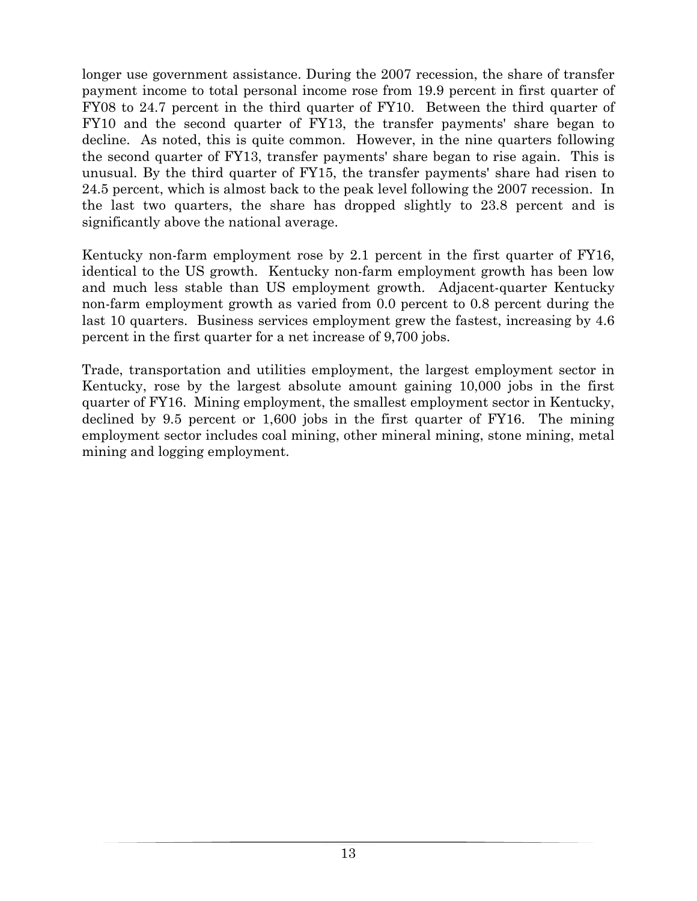longer use government assistance. During the 2007 recession, the share of transfer payment income to total personal income rose from 19.9 percent in first quarter of FY08 to 24.7 percent in the third quarter of FY10. Between the third quarter of FY10 and the second quarter of FY13, the transfer payments' share began to decline. As noted, this is quite common. However, in the nine quarters following the second quarter of FY13, transfer payments' share began to rise again. This is unusual. By the third quarter of FY15, the transfer payments' share had risen to 24.5 percent, which is almost back to the peak level following the 2007 recession. In the last two quarters, the share has dropped slightly to 23.8 percent and is significantly above the national average.

Kentucky non-farm employment rose by 2.1 percent in the first quarter of FY16, identical to the US growth. Kentucky non-farm employment growth has been low and much less stable than US employment growth. Adjacent-quarter Kentucky non-farm employment growth as varied from 0.0 percent to 0.8 percent during the last 10 quarters. Business services employment grew the fastest, increasing by 4.6 percent in the first quarter for a net increase of 9,700 jobs.

Trade, transportation and utilities employment, the largest employment sector in Kentucky, rose by the largest absolute amount gaining 10,000 jobs in the first quarter of FY16. Mining employment, the smallest employment sector in Kentucky, declined by 9.5 percent or 1,600 jobs in the first quarter of FY16. The mining employment sector includes coal mining, other mineral mining, stone mining, metal mining and logging employment.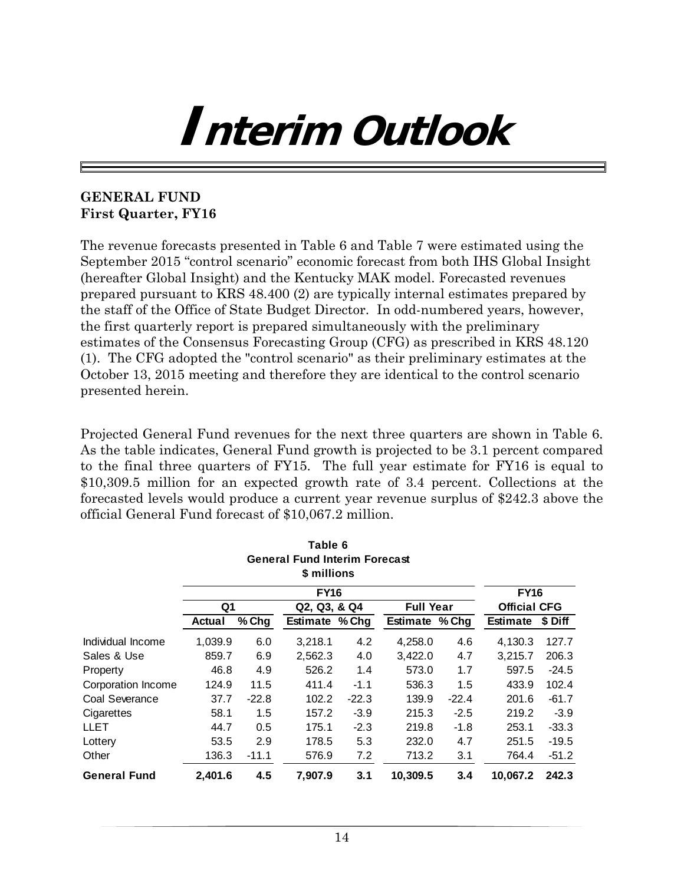# Interim Outlook

**GENERAL FUND**
**First Quarter, FY16**

The revenue forecasts presented in Table 6 and Table 7 were estimated using the September 2015 "control scenario" economic forecast from both IHS Global Insight (hereafter Global Insight) and the Kentucky MAK model. Forecasted revenues prepared pursuant to KRS 48.400 (2) are typically internal estimates prepared by the staff of the Office of State Budget Director. In odd-numbered years, however, the first quarterly report is prepared simultaneously with the preliminary estimates of the Consensus Forecasting Group (CFG) as prescribed in KRS 48.120 (1). The CFG adopted the "control scenario" as their preliminary estimates at the October 13, 2015 meeting and therefore they are identical to the control scenario presented herein.

Projected General Fund revenues for the next three quarters are shown in Table 6. As the table indicates, General Fund growth is projected to be 3.1 percent compared to the final three quarters of FY15. The full year estimate for FY16 is equal to $10,309.5 million for an expected growth rate of 3.4 percent. Collections at the forecasted levels would produce a current year revenue surplus of $242.3 above the official General Fund forecast of $10,067.2 million.

**Table 6**
**General Fund Interim Forecast**
**$ millions**

| | FY16 | | | | | | FY16 | |
|---|---|---|---|---|---|---|---|---|
| | Q1 | | Q2, Q3, & Q4 | | Full Year | | Official CFG | |
| | Actual | % Chg | Estimate | % Chg | Estimate | % Chg | Estimate | $ Diff |
| Individual Income | 1,039.9 | 6.0 | 3,218.1 | 4.2 | 4,258.0 | 4.6 | 4,130.3 | 127.7 |
| Sales & Use | 859.7 | 6.9 | 2,562.3 | 4.0 | 3,422.0 | 4.7 | 3,215.7 | 206.3 |
| Property | 46.8 | 4.9 | 526.2 | 1.4 | 573.0 | 1.7 | 597.5 | -24.5 |
| Corporation Income | 124.9 | 11.5 | 411.4 | -1.1 | 536.3 | 1.5 | 433.9 | 102.4 |
| Coal Severance | 37.7 | -22.8 | 102.2 | -22.3 | 139.9 | -22.4 | 201.6 | -61.7 |
| Cigarettes | 58.1 | 1.5 | 157.2 | -3.9 | 215.3 | -2.5 | 219.2 | -3.9 |
| LLET | 44.7 | 0.5 | 175.1 | -2.3 | 219.8 | -1.8 | 253.1 | -33.3 |
| Lottery | 53.5 | 2.9 | 178.5 | 5.3 | 232.0 | 4.7 | 251.5 | -19.5 |
| Other | 136.3 | -11.1 | 576.9 | 7.2 | 713.2 | 3.1 | 764.4 | -51.2 |
| **General Fund** | **2,401.6** | **4.5** | **7,907.9** | **3.1** | **10,309.5** | **3.4** | **10,067.2** | **242.3** |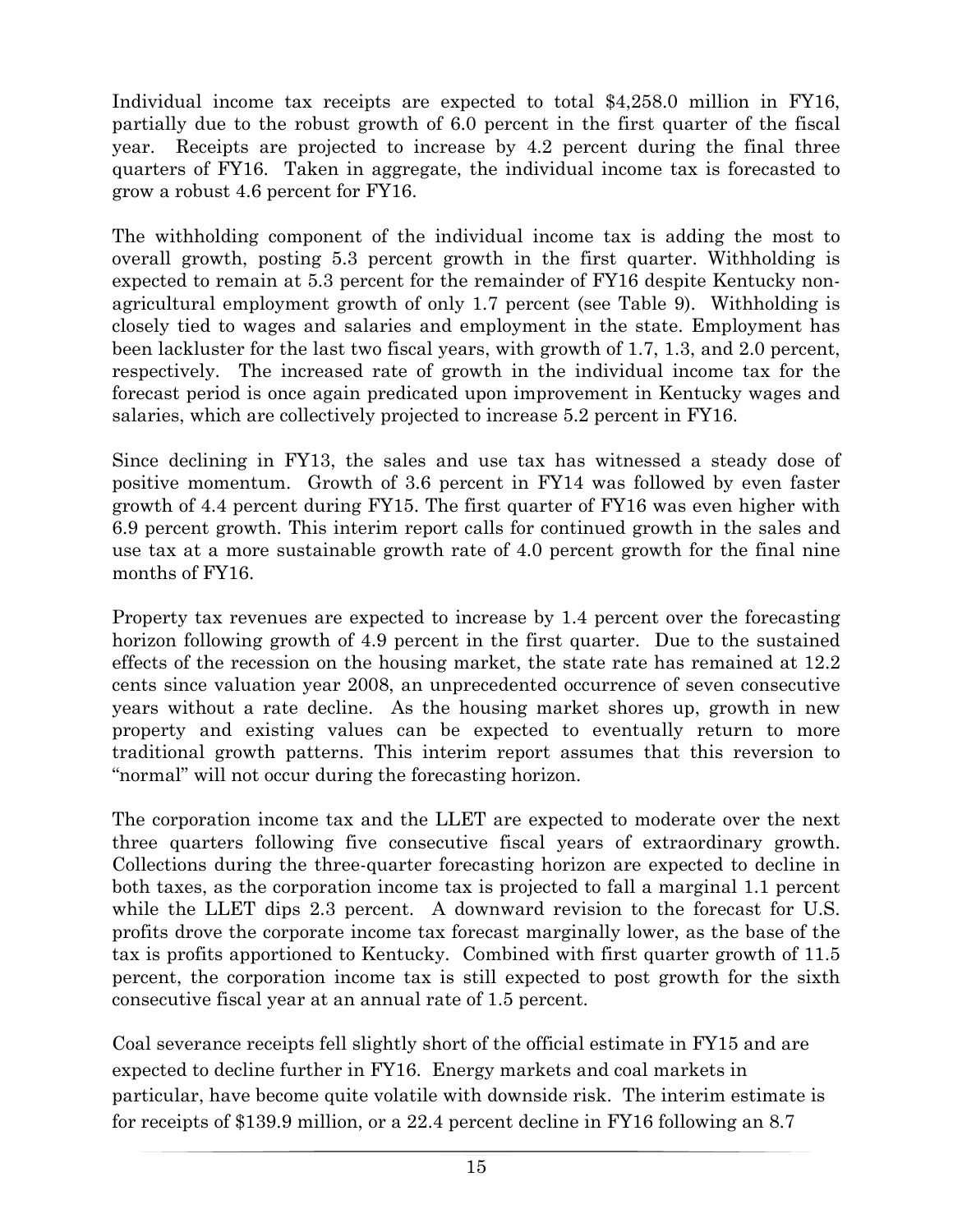Individual income tax receipts are expected to total $4,258.0 million in FY16, partially due to the robust growth of 6.0 percent in the first quarter of the fiscal year. Receipts are projected to increase by 4.2 percent during the final three quarters of FY16. Taken in aggregate, the individual income tax is forecasted to grow a robust 4.6 percent for FY16.

The withholding component of the individual income tax is adding the most to overall growth, posting 5.3 percent growth in the first quarter. Withholding is expected to remain at 5.3 percent for the remainder of FY16 despite Kentucky non-agricultural employment growth of only 1.7 percent (see Table 9). Withholding is closely tied to wages and salaries and employment in the state. Employment has been lackluster for the last two fiscal years, with growth of 1.7, 1.3, and 2.0 percent, respectively. The increased rate of growth in the individual income tax for the forecast period is once again predicated upon improvement in Kentucky wages and salaries, which are collectively projected to increase 5.2 percent in FY16.

Since declining in FY13, the sales and use tax has witnessed a steady dose of positive momentum. Growth of 3.6 percent in FY14 was followed by even faster growth of 4.4 percent during FY15. The first quarter of FY16 was even higher with 6.9 percent growth. This interim report calls for continued growth in the sales and use tax at a more sustainable growth rate of 4.0 percent growth for the final nine months of FY16.

Property tax revenues are expected to increase by 1.4 percent over the forecasting horizon following growth of 4.9 percent in the first quarter. Due to the sustained effects of the recession on the housing market, the state rate has remained at 12.2 cents since valuation year 2008, an unprecedented occurrence of seven consecutive years without a rate decline. As the housing market shores up, growth in new property and existing values can be expected to eventually return to more traditional growth patterns. This interim report assumes that this reversion to "normal" will not occur during the forecasting horizon.

The corporation income tax and the LLET are expected to moderate over the next three quarters following five consecutive fiscal years of extraordinary growth. Collections during the three-quarter forecasting horizon are expected to decline in both taxes, as the corporation income tax is projected to fall a marginal 1.1 percent while the LLET dips 2.3 percent. A downward revision to the forecast for U.S. profits drove the corporate income tax forecast marginally lower, as the base of the tax is profits apportioned to Kentucky. Combined with first quarter growth of 11.5 percent, the corporation income tax is still expected to post growth for the sixth consecutive fiscal year at an annual rate of 1.5 percent.

Coal severance receipts fell slightly short of the official estimate in FY15 and are expected to decline further in FY16. Energy markets and coal markets in particular, have become quite volatile with downside risk. The interim estimate is for receipts of $139.9 million, or a 22.4 percent decline in FY16 following an 8.7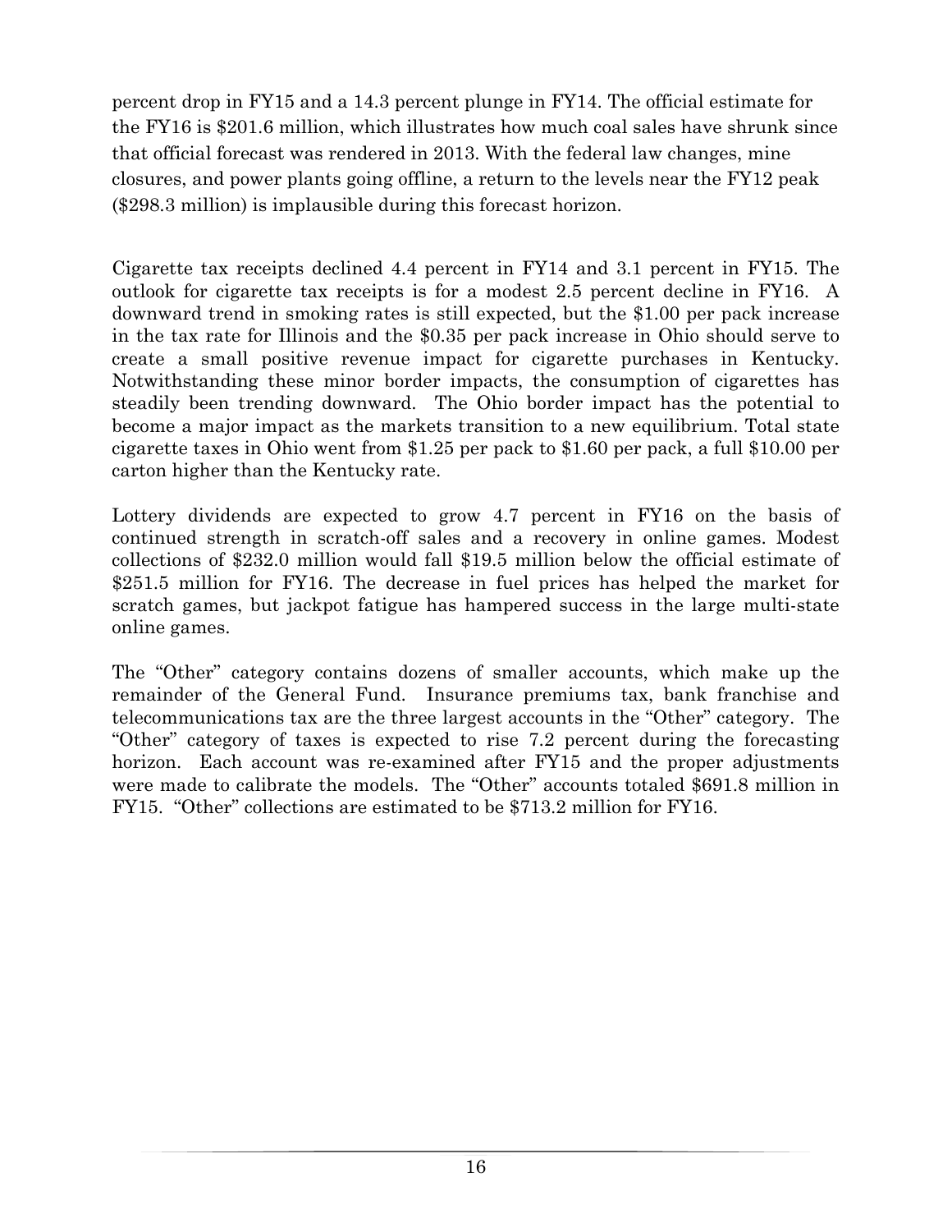percent drop in FY15 and a 14.3 percent plunge in FY14. The official estimate for the FY16 is $201.6 million, which illustrates how much coal sales have shrunk since that official forecast was rendered in 2013. With the federal law changes, mine closures, and power plants going offline, a return to the levels near the FY12 peak ($298.3 million) is implausible during this forecast horizon.

Cigarette tax receipts declined 4.4 percent in FY14 and 3.1 percent in FY15. The outlook for cigarette tax receipts is for a modest 2.5 percent decline in FY16. A downward trend in smoking rates is still expected, but the $1.00 per pack increase in the tax rate for Illinois and the $0.35 per pack increase in Ohio should serve to create a small positive revenue impact for cigarette purchases in Kentucky. Notwithstanding these minor border impacts, the consumption of cigarettes has steadily been trending downward. The Ohio border impact has the potential to become a major impact as the markets transition to a new equilibrium. Total state cigarette taxes in Ohio went from $1.25 per pack to $1.60 per pack, a full $10.00 per carton higher than the Kentucky rate.

Lottery dividends are expected to grow 4.7 percent in FY16 on the basis of continued strength in scratch-off sales and a recovery in online games. Modest collections of $232.0 million would fall $19.5 million below the official estimate of $251.5 million for FY16. The decrease in fuel prices has helped the market for scratch games, but jackpot fatigue has hampered success in the large multi-state online games.

The "Other" category contains dozens of smaller accounts, which make up the remainder of the General Fund. Insurance premiums tax, bank franchise and telecommunications tax are the three largest accounts in the "Other" category. The "Other" category of taxes is expected to rise 7.2 percent during the forecasting horizon. Each account was re-examined after FY15 and the proper adjustments were made to calibrate the models. The "Other" accounts totaled $691.8 million in FY15. "Other" collections are estimated to be $713.2 million for FY16.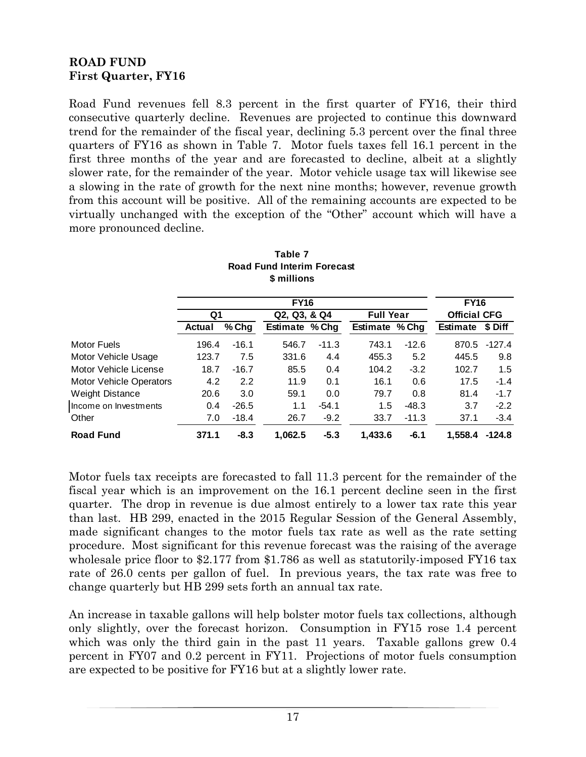**ROAD FUND**
**First Quarter, FY16**

Road Fund revenues fell 8.3 percent in the first quarter of FY16, their third consecutive quarterly decline. Revenues are projected to continue this downward trend for the remainder of the fiscal year, declining 5.3 percent over the final three quarters of FY16 as shown in Table 7. Motor fuels taxes fell 16.1 percent in the first three months of the year and are forecasted to decline, albeit at a slightly slower rate, for the remainder of the year. Motor vehicle usage tax will likewise see a slowing in the rate of growth for the next nine months; however, revenue growth from this account will be positive. All of the remaining accounts are expected to be virtually unchanged with the exception of the "Other" account which will have a more pronounced decline.

**Table 7**
**Road Fund Interim Forecast**
**$ millions**

| | FY16 | | | | | | FY16 | |
|---|---|---|---|---|---|---|---|---|
| | Q1 | | Q2, Q3, & Q4 | | Full Year | | Official CFG | |
| | Actual | % Chg | Estimate | % Chg | Estimate | % Chg | Estimate | $ Diff |
| Motor Fuels | 196.4 | -16.1 | 546.7 | -11.3 | 743.1 | -12.6 | 870.5 | -127.4 |
| Motor Vehicle Usage | 123.7 | 7.5 | 331.6 | 4.4 | 455.3 | 5.2 | 445.5 | 9.8 |
| Motor Vehicle License | 18.7 | -16.7 | 85.5 | 0.4 | 104.2 | -3.2 | 102.7 | 1.5 |
| Motor Vehicle Operators | 4.2 | 2.2 | 11.9 | 0.1 | 16.1 | 0.6 | 17.5 | -1.4 |
| Weight Distance | 20.6 | 3.0 | 59.1 | 0.0 | 79.7 | 0.8 | 81.4 | -1.7 |
| Income on Investments | 0.4 | -26.5 | 1.1 | -54.1 | 1.5 | -48.3 | 3.7 | -2.2 |
| Other | 7.0 | -18.4 | 26.7 | -9.2 | 33.7 | -11.3 | 37.1 | -3.4 |
| **Road Fund** | **371.1** | **-8.3** | **1,062.5** | **-5.3** | **1,433.6** | **-6.1** | **1,558.4** | **-124.8** |

Motor fuels tax receipts are forecasted to fall 11.3 percent for the remainder of the fiscal year which is an improvement on the 16.1 percent decline seen in the first quarter. The drop in revenue is due almost entirely to a lower tax rate this year than last. HB 299, enacted in the 2015 Regular Session of the General Assembly, made significant changes to the motor fuels tax rate as well as the rate setting procedure. Most significant for this revenue forecast was the raising of the average wholesale price floor to $2.177 from $1.786 as well as statutorily-imposed FY16 tax rate of 26.0 cents per gallon of fuel. In previous years, the tax rate was free to change quarterly but HB 299 sets forth an annual tax rate.

An increase in taxable gallons will help bolster motor fuels tax collections, although only slightly, over the forecast horizon. Consumption in FY15 rose 1.4 percent which was only the third gain in the past 11 years. Taxable gallons grew 0.4 percent in FY07 and 0.2 percent in FY11. Projections of motor fuels consumption are expected to be positive for FY16 but at a slightly lower rate.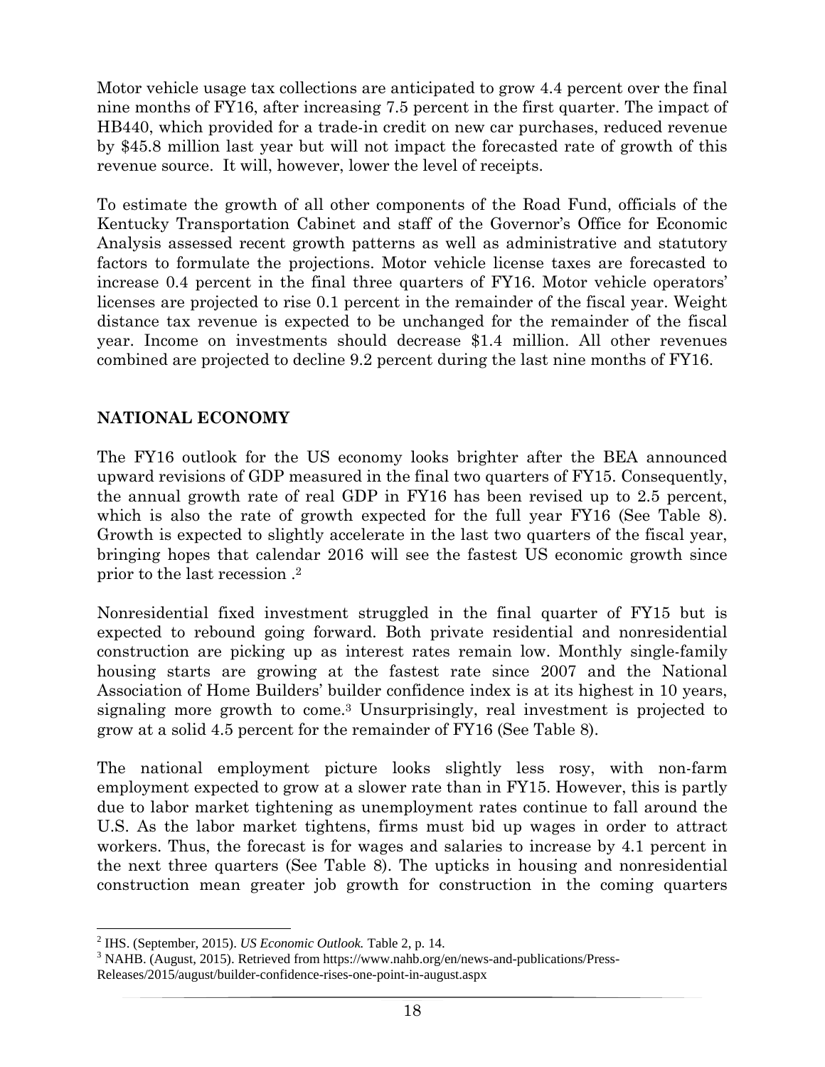Motor vehicle usage tax collections are anticipated to grow 4.4 percent over the final nine months of FY16, after increasing 7.5 percent in the first quarter. The impact of HB440, which provided for a trade-in credit on new car purchases, reduced revenue by $45.8 million last year but will not impact the forecasted rate of growth of this revenue source. It will, however, lower the level of receipts.

To estimate the growth of all other components of the Road Fund, officials of the Kentucky Transportation Cabinet and staff of the Governor's Office for Economic Analysis assessed recent growth patterns as well as administrative and statutory factors to formulate the projections. Motor vehicle license taxes are forecasted to increase 0.4 percent in the final three quarters of FY16. Motor vehicle operators' licenses are projected to rise 0.1 percent in the remainder of the fiscal year. Weight distance tax revenue is expected to be unchanged for the remainder of the fiscal year. Income on investments should decrease $1.4 million. All other revenues combined are projected to decline 9.2 percent during the last nine months of FY16.

## NATIONAL ECONOMY

The FY16 outlook for the US economy looks brighter after the BEA announced upward revisions of GDP measured in the final two quarters of FY15. Consequently, the annual growth rate of real GDP in FY16 has been revised up to 2.5 percent, which is also the rate of growth expected for the full year FY16 (See Table 8). Growth is expected to slightly accelerate in the last two quarters of the fiscal year, bringing hopes that calendar 2016 will see the fastest US economic growth since prior to the last recession .[2]

Nonresidential fixed investment struggled in the final quarter of FY15 but is expected to rebound going forward. Both private residential and nonresidential construction are picking up as interest rates remain low. Monthly single-family housing starts are growing at the fastest rate since 2007 and the National Association of Home Builders' builder confidence index is at its highest in 10 years, signaling more growth to come.[3] Unsurprisingly, real investment is projected to grow at a solid 4.5 percent for the remainder of FY16 (See Table 8).

The national employment picture looks slightly less rosy, with non-farm employment expected to grow at a slower rate than in FY15. However, this is partly due to labor market tightening as unemployment rates continue to fall around the U.S. As the labor market tightens, firms must bid up wages in order to attract workers. Thus, the forecast is for wages and salaries to increase by 4.1 percent in the next three quarters (See Table 8). The upticks in housing and nonresidential construction mean greater job growth for construction in the coming quarters

---

[2] IHS. (September, 2015). *US Economic Outlook.* Table 2, p. 14.

[3] NAHB. (August, 2015). Retrieved from https://www.nahb.org/en/news-and-publications/Press-Releases/2015/august/builder-confidence-rises-one-point-in-august.aspx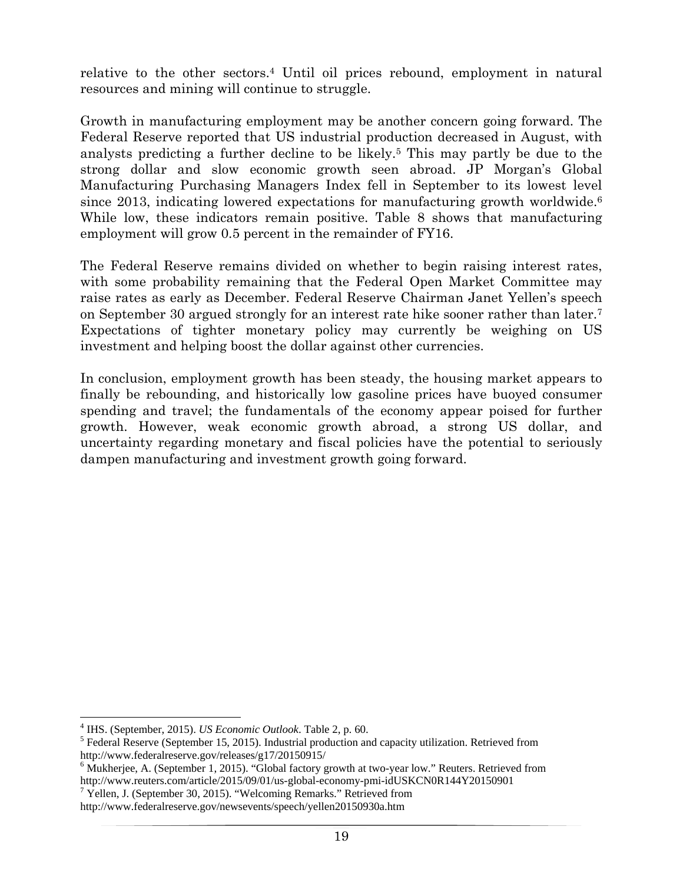relative to the other sectors.[4] Until oil prices rebound, employment in natural resources and mining will continue to struggle.

Growth in manufacturing employment may be another concern going forward. The Federal Reserve reported that US industrial production decreased in August, with analysts predicting a further decline to be likely.[5] This may partly be due to the strong dollar and slow economic growth seen abroad. JP Morgan's Global Manufacturing Purchasing Managers Index fell in September to its lowest level since 2013, indicating lowered expectations for manufacturing growth worldwide.[6] While low, these indicators remain positive. Table 8 shows that manufacturing employment will grow 0.5 percent in the remainder of FY16.

The Federal Reserve remains divided on whether to begin raising interest rates, with some probability remaining that the Federal Open Market Committee may raise rates as early as December. Federal Reserve Chairman Janet Yellen's speech on September 30 argued strongly for an interest rate hike sooner rather than later.[7] Expectations of tighter monetary policy may currently be weighing on US investment and helping boost the dollar against other currencies.

In conclusion, employment growth has been steady, the housing market appears to finally be rebounding, and historically low gasoline prices have buoyed consumer spending and travel; the fundamentals of the economy appear poised for further growth. However, weak economic growth abroad, a strong US dollar, and uncertainty regarding monetary and fiscal policies have the potential to seriously dampen manufacturing and investment growth going forward.

---

[4] IHS. (September, 2015). *US Economic Outlook*. Table 2, p. 60.

[5] Federal Reserve (September 15, 2015). Industrial production and capacity utilization. Retrieved from http://www.federalreserve.gov/releases/g17/20150915/

[6] Mukherjee, A. (September 1, 2015). "Global factory growth at two-year low." Reuters. Retrieved from http://www.reuters.com/article/2015/09/01/us-global-economy-pmi-idUSKCN0R144Y20150901

[7] Yellen, J. (September 30, 2015). "Welcoming Remarks." Retrieved from http://www.federalreserve.gov/newsevents/speech/yellen20150930a.htm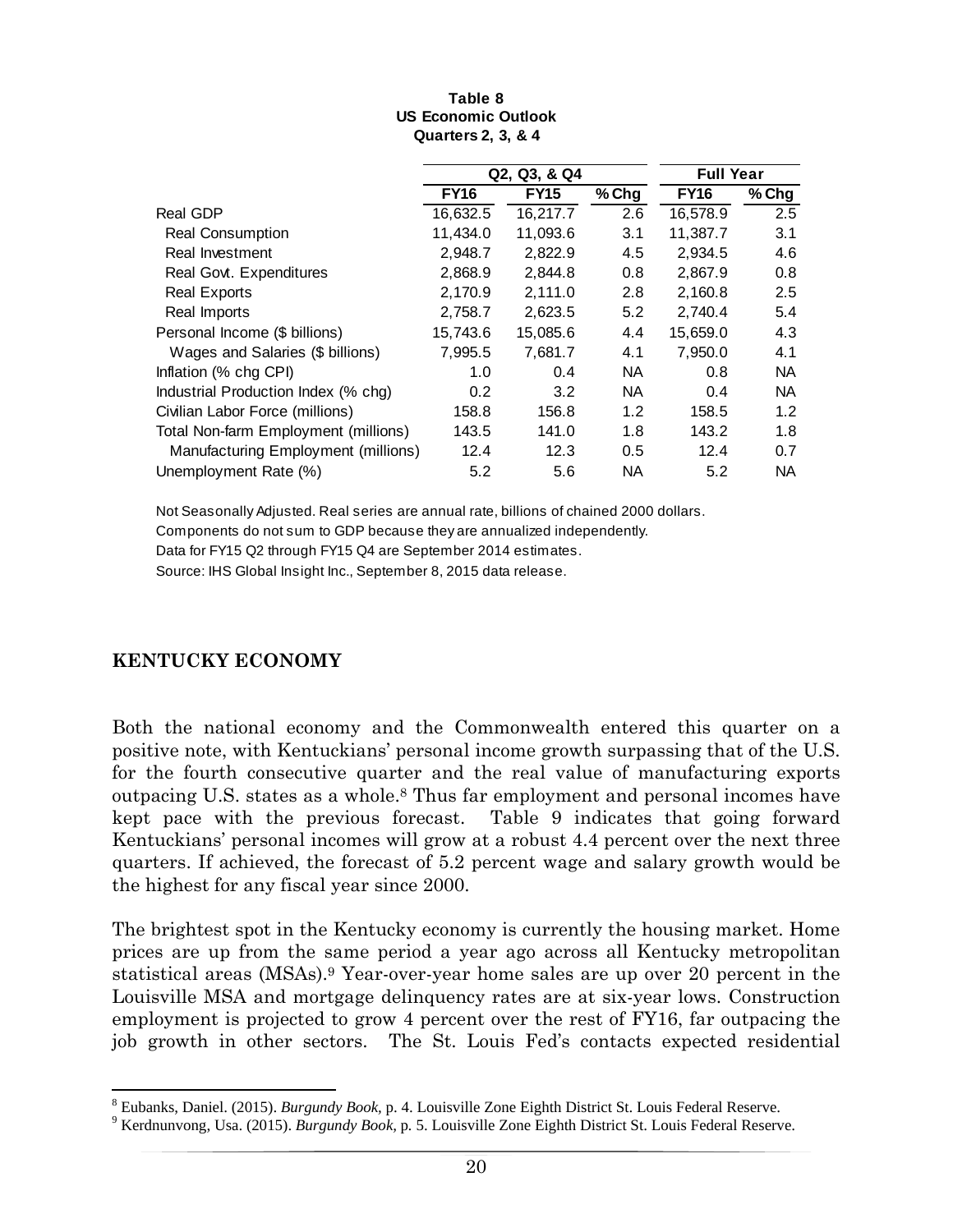**Table 8**
**US Economic Outlook**
**Quarters 2, 3, & 4**

| | Q2, Q3, & Q4 | | | Full Year | |
|---|---|---|---|---|---|
| | **FY16** | **FY15** | **% Chg** | **FY16** | **% Chg** |
| Real GDP | 16,632.5 | 16,217.7 | 2.6 | 16,578.9 | 2.5 |
| Real Consumption | 11,434.0 | 11,093.6 | 3.1 | 11,387.7 | 3.1 |
| Real Investment | 2,948.7 | 2,822.9 | 4.5 | 2,934.5 | 4.6 |
| Real Govt. Expenditures | 2,868.9 | 2,844.8 | 0.8 | 2,867.9 | 0.8 |
| Real Exports | 2,170.9 | 2,111.0 | 2.8 | 2,160.8 | 2.5 |
| Real Imports | 2,758.7 | 2,623.5 | 5.2 | 2,740.4 | 5.4 |
| Personal Income ($ billions) | 15,743.6 | 15,085.6 | 4.4 | 15,659.0 | 4.3 |
| Wages and Salaries ($ billions) | 7,995.5 | 7,681.7 | 4.1 | 7,950.0 | 4.1 |
| Inflation (% chg CPI) | 1.0 | 0.4 | NA | 0.8 | NA |
| Industrial Production Index (% chg) | 0.2 | 3.2 | NA | 0.4 | NA |
| Civilian Labor Force (millions) | 158.8 | 156.8 | 1.2 | 158.5 | 1.2 |
| Total Non-farm Employment (millions) | 143.5 | 141.0 | 1.8 | 143.2 | 1.8 |
| Manufacturing Employment (millions) | 12.4 | 12.3 | 0.5 | 12.4 | 0.7 |
| Unemployment Rate (%) | 5.2 | 5.6 | NA | 5.2 | NA |

Not Seasonally Adjusted. Real series are annual rate, billions of chained 2000 dollars.
Components do not sum to GDP because they are annualized independently.
Data for FY15 Q2 through FY15 Q4 are September 2014 estimates.
Source: IHS Global Insight Inc., September 8, 2015 data release.

## KENTUCKY ECONOMY

Both the national economy and the Commonwealth entered this quarter on a positive note, with Kentuckians' personal income growth surpassing that of the U.S. for the fourth consecutive quarter and the real value of manufacturing exports outpacing U.S. states as a whole.[8] Thus far employment and personal incomes have kept pace with the previous forecast. Table 9 indicates that going forward Kentuckians' personal incomes will grow at a robust 4.4 percent over the next three quarters. If achieved, the forecast of 5.2 percent wage and salary growth would be the highest for any fiscal year since 2000.

The brightest spot in the Kentucky economy is currently the housing market. Home prices are up from the same period a year ago across all Kentucky metropolitan statistical areas (MSAs).[9] Year-over-year home sales are up over 20 percent in the Louisville MSA and mortgage delinquency rates are at six-year lows. Construction employment is projected to grow 4 percent over the rest of FY16, far outpacing the job growth in other sectors. The St. Louis Fed's contacts expected residential

[8] Eubanks, Daniel. (2015). *Burgundy Book,* p. 4. Louisville Zone Eighth District St. Louis Federal Reserve.
[9] Kerdnunvong, Usa. (2015). *Burgundy Book,* p. 5. Louisville Zone Eighth District St. Louis Federal Reserve.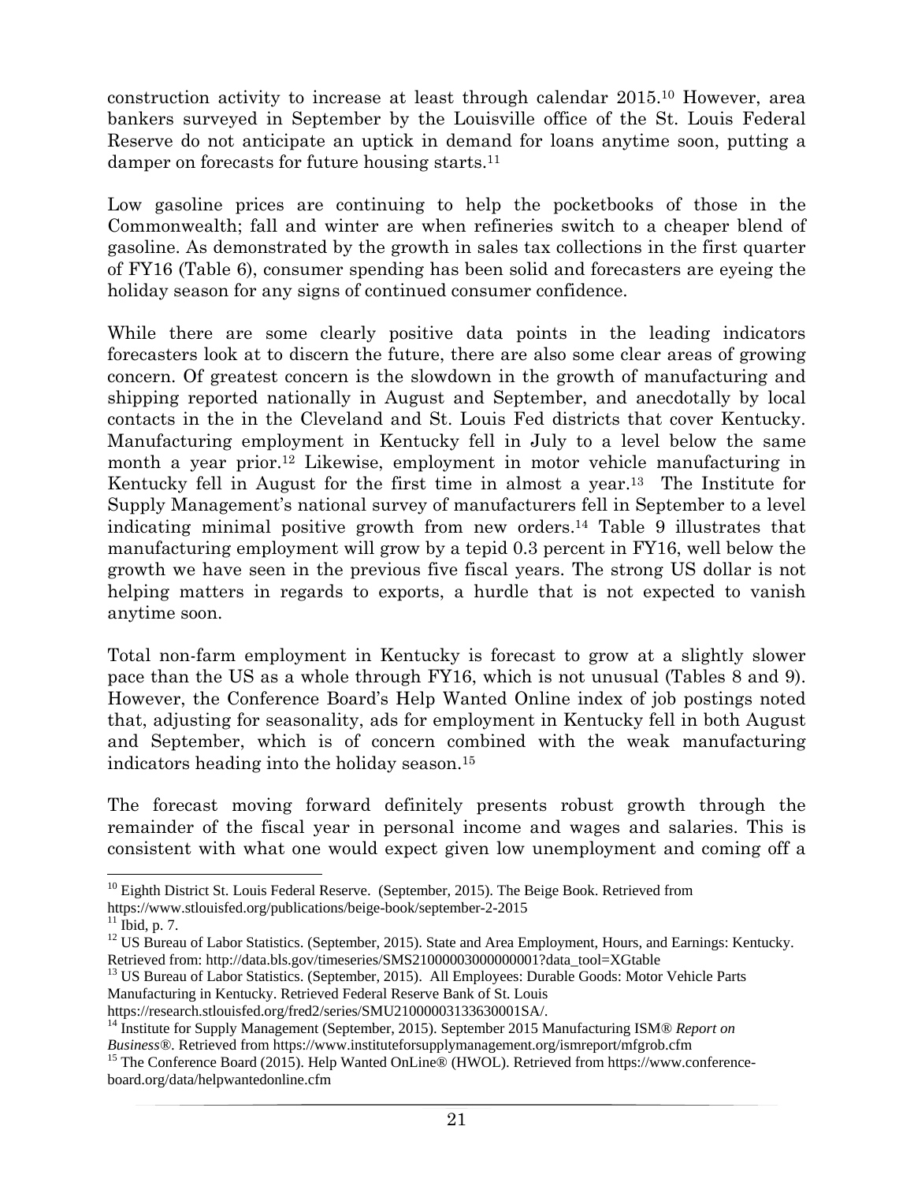construction activity to increase at least through calendar 2015.[10] However, area bankers surveyed in September by the Louisville office of the St. Louis Federal Reserve do not anticipate an uptick in demand for loans anytime soon, putting a damper on forecasts for future housing starts.[11]

Low gasoline prices are continuing to help the pocketbooks of those in the Commonwealth; fall and winter are when refineries switch to a cheaper blend of gasoline. As demonstrated by the growth in sales tax collections in the first quarter of FY16 (Table 6), consumer spending has been solid and forecasters are eyeing the holiday season for any signs of continued consumer confidence.

While there are some clearly positive data points in the leading indicators forecasters look at to discern the future, there are also some clear areas of growing concern. Of greatest concern is the slowdown in the growth of manufacturing and shipping reported nationally in August and September, and anecdotally by local contacts in the in the Cleveland and St. Louis Fed districts that cover Kentucky. Manufacturing employment in Kentucky fell in July to a level below the same month a year prior.[12] Likewise, employment in motor vehicle manufacturing in Kentucky fell in August for the first time in almost a year.[13] The Institute for Supply Management's national survey of manufacturers fell in September to a level indicating minimal positive growth from new orders.[14] Table 9 illustrates that manufacturing employment will grow by a tepid 0.3 percent in FY16, well below the growth we have seen in the previous five fiscal years. The strong US dollar is not helping matters in regards to exports, a hurdle that is not expected to vanish anytime soon.

Total non-farm employment in Kentucky is forecast to grow at a slightly slower pace than the US as a whole through FY16, which is not unusual (Tables 8 and 9). However, the Conference Board's Help Wanted Online index of job postings noted that, adjusting for seasonality, ads for employment in Kentucky fell in both August and September, which is of concern combined with the weak manufacturing indicators heading into the holiday season.[15]

The forecast moving forward definitely presents robust growth through the remainder of the fiscal year in personal income and wages and salaries. This is consistent with what one would expect given low unemployment and coming off a

---

[10] Eighth District St. Louis Federal Reserve. (September, 2015). The Beige Book. Retrieved from https://www.stlouisfed.org/publications/beige-book/september-2-2015

[11] Ibid, p. 7.

[12] US Bureau of Labor Statistics. (September, 2015). State and Area Employment, Hours, and Earnings: Kentucky. Retrieved from: http://data.bls.gov/timeseries/SMS21000003000000001?data_tool=XGtable

[13] US Bureau of Labor Statistics. (September, 2015). All Employees: Durable Goods: Motor Vehicle Parts Manufacturing in Kentucky. Retrieved Federal Reserve Bank of St. Louis https://research.stlouisfed.org/fred2/series/SMU21000003133630001SA/.

[14] Institute for Supply Management (September, 2015). September 2015 Manufacturing ISM® *Report on Business®*. Retrieved from https://www.instituteforsupplymanagement.org/ismreport/mfgrob.cfm

[15] The Conference Board (2015). Help Wanted OnLine® (HWOL). Retrieved from https://www.conference-board.org/data/helpwantedonline.cfm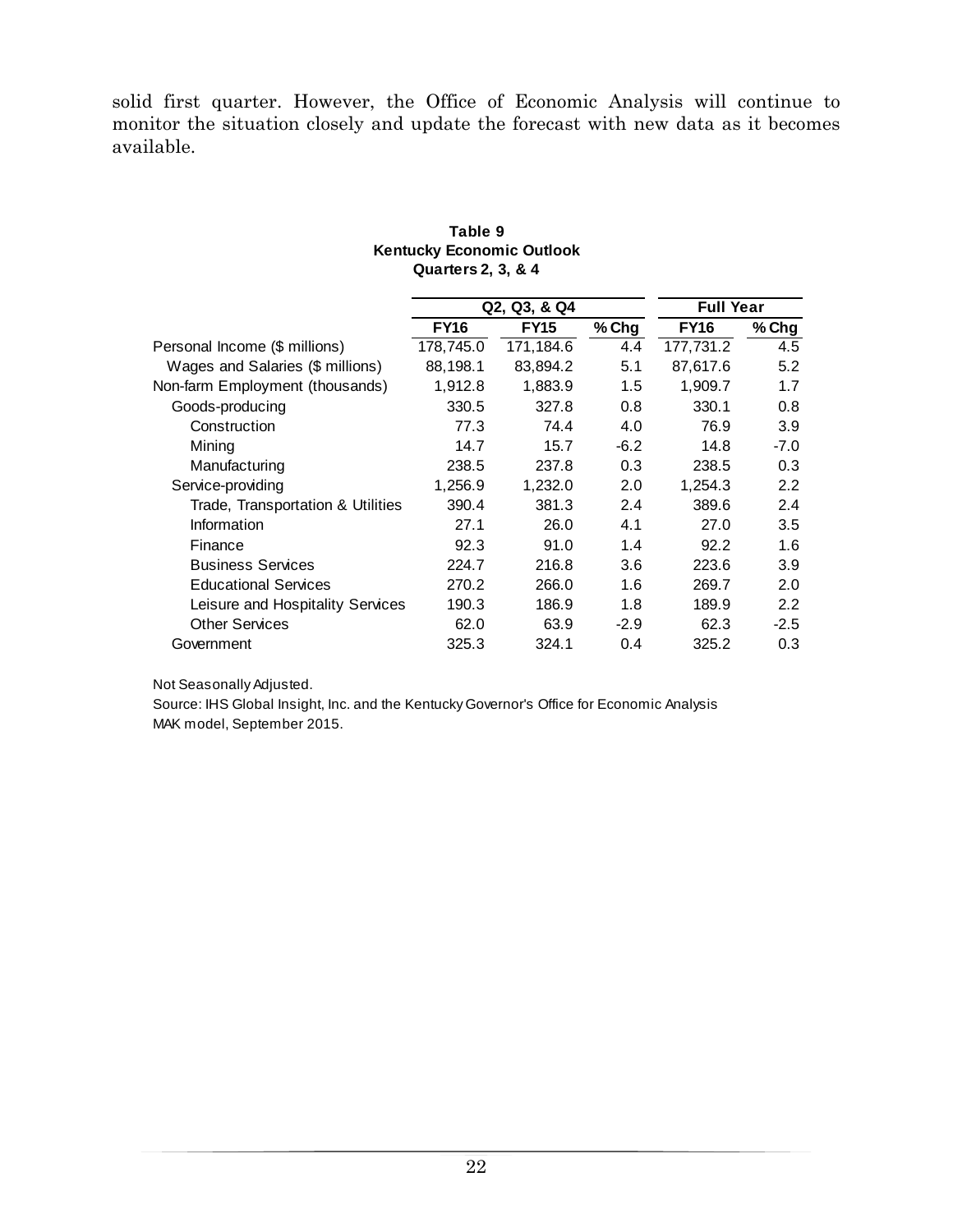solid first quarter. However, the Office of Economic Analysis will continue to monitor the situation closely and update the forecast with new data as it becomes available.

**Table 9**
**Kentucky Economic Outlook**
**Quarters 2, 3, & 4**

| | Q2, Q3, & Q4 | | | Full Year | |
|---|---|---|---|---|---|
| | **FY16** | **FY15** | **% Chg** | **FY16** | **% Chg** |
| Personal Income ($ millions) | 178,745.0 | 171,184.6 | 4.4 | 177,731.2 | 4.5 |
| Wages and Salaries ($ millions) | 88,198.1 | 83,894.2 | 5.1 | 87,617.6 | 5.2 |
| Non-farm Employment (thousands) | 1,912.8 | 1,883.9 | 1.5 | 1,909.7 | 1.7 |
| Goods-producing | 330.5 | 327.8 | 0.8 | 330.1 | 0.8 |
| Construction | 77.3 | 74.4 | 4.0 | 76.9 | 3.9 |
| Mining | 14.7 | 15.7 | -6.2 | 14.8 | -7.0 |
| Manufacturing | 238.5 | 237.8 | 0.3 | 238.5 | 0.3 |
| Service-providing | 1,256.9 | 1,232.0 | 2.0 | 1,254.3 | 2.2 |
| Trade, Transportation & Utilities | 390.4 | 381.3 | 2.4 | 389.6 | 2.4 |
| Information | 27.1 | 26.0 | 4.1 | 27.0 | 3.5 |
| Finance | 92.3 | 91.0 | 1.4 | 92.2 | 1.6 |
| Business Services | 224.7 | 216.8 | 3.6 | 223.6 | 3.9 |
| Educational Services | 270.2 | 266.0 | 1.6 | 269.7 | 2.0 |
| Leisure and Hospitality Services | 190.3 | 186.9 | 1.8 | 189.9 | 2.2 |
| Other Services | 62.0 | 63.9 | -2.9 | 62.3 | -2.5 |
| Government | 325.3 | 324.1 | 0.4 | 325.2 | 0.3 |

Not Seasonally Adjusted.

Source: IHS Global Insight, Inc. and the Kentucky Governor's Office for Economic Analysis MAK model, September 2015.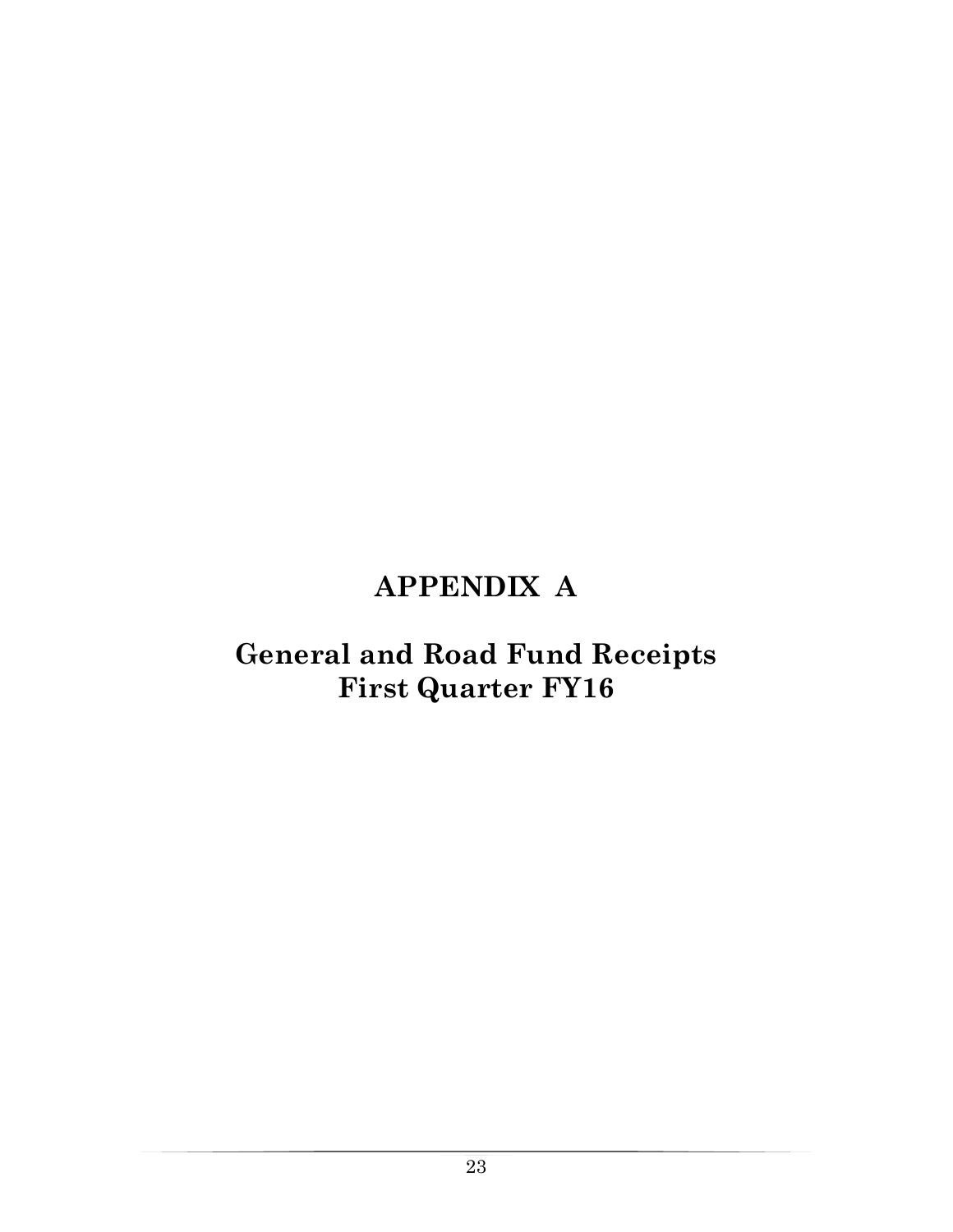# APPENDIX A

## General and Road Fund Receipts First Quarter FY16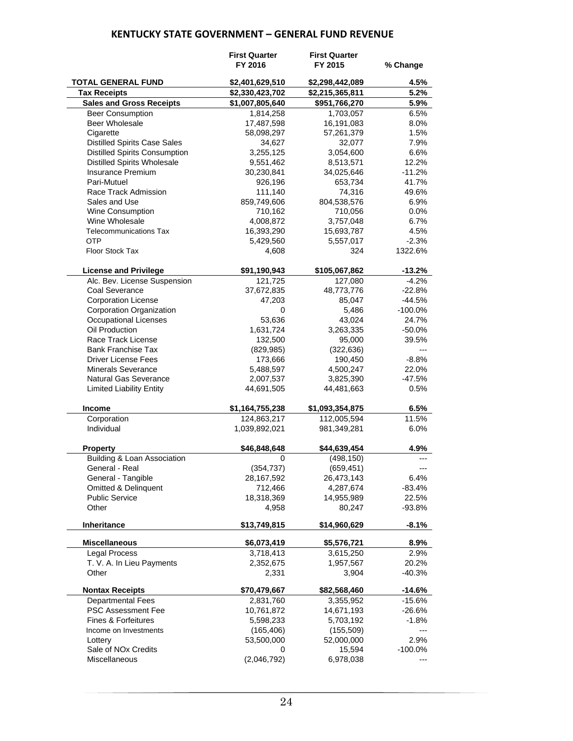## KENTUCKY STATE GOVERNMENT – GENERAL FUND REVENUE

| | First Quarter FY 2016 | First Quarter FY 2015 | % Change |
|---|---|---|---|
| **TOTAL GENERAL FUND** | **$2,401,629,510** | **$2,298,442,089** | **4.5%** |
| **Tax Receipts** | **$2,330,423,702** | **$2,215,365,811** | **5.2%** |
| **Sales and Gross Receipts** | **$1,007,805,640** | **$951,766,270** | **5.9%** |
| Beer Consumption | 1,814,258 | 1,703,057 | 6.5% |
| Beer Wholesale | 17,487,598 | 16,191,083 | 8.0% |
| Cigarette | 58,098,297 | 57,261,379 | 1.5% |
| Distilled Spirits Case Sales | 34,627 | 32,077 | 7.9% |
| Distilled Spirits Consumption | 3,255,125 | 3,054,600 | 6.6% |
| Distilled Spirits Wholesale | 9,551,462 | 8,513,571 | 12.2% |
| Insurance Premium | 30,230,841 | 34,025,646 | -11.2% |
| Pari-Mutuel | 926,196 | 653,734 | 41.7% |
| Race Track Admission | 111,140 | 74,316 | 49.6% |
| Sales and Use | 859,749,606 | 804,538,576 | 6.9% |
| Wine Consumption | 710,162 | 710,056 | 0.0% |
| Wine Wholesale | 4,008,872 | 3,757,048 | 6.7% |
| Telecommunications Tax | 16,393,290 | 15,693,787 | 4.5% |
| OTP | 5,429,560 | 5,557,017 | -2.3% |
| Floor Stock Tax | 4,608 | 324 | 1322.6% |
| | | | |
| **License and Privilege** | **$91,190,943** | **$105,067,862** | **-13.2%** |
| Alc. Bev. License Suspension | 121,725 | 127,080 | -4.2% |
| Coal Severance | 37,672,835 | 48,773,776 | -22.8% |
| Corporation License | 47,203 | 85,047 | -44.5% |
| Corporation Organization | 0 | 5,486 | -100.0% |
| Occupational Licenses | 53,636 | 43,024 | 24.7% |
| Oil Production | 1,631,724 | 3,263,335 | -50.0% |
| Race Track License | 132,500 | 95,000 | 39.5% |
| Bank Franchise Tax | (829,985) | (322,636) | --- |
| Driver License Fees | 173,666 | 190,450 | -8.8% |
| Minerals Severance | 5,488,597 | 4,500,247 | 22.0% |
| Natural Gas Severance | 2,007,537 | 3,825,390 | -47.5% |
| Limited Liability Entity | 44,691,505 | 44,481,663 | 0.5% |
| | | | |
| **Income** | **$1,164,755,238** | **$1,093,354,875** | **6.5%** |
| Corporation | 124,863,217 | 112,005,594 | 11.5% |
| Individual | 1,039,892,021 | 981,349,281 | 6.0% |
| | | | |
| **Property** | **$46,848,648** | **$44,639,454** | **4.9%** |
| Building & Loan Association | 0 | (498,150) | --- |
| General - Real | (354,737) | (659,451) | --- |
| General - Tangible | 28,167,592 | 26,473,143 | 6.4% |
| Omitted & Delinquent | 712,466 | 4,287,674 | -83.4% |
| Public Service | 18,318,369 | 14,955,989 | 22.5% |
| Other | 4,958 | 80,247 | -93.8% |
| | | | |
| **Inheritance** | **$13,749,815** | **$14,960,629** | **-8.1%** |
| | | | |
| **Miscellaneous** | **$6,073,419** | **$5,576,721** | **8.9%** |
| Legal Process | 3,718,413 | 3,615,250 | 2.9% |
| T. V. A. In Lieu Payments | 2,352,675 | 1,957,567 | 20.2% |
| Other | 2,331 | 3,904 | -40.3% |
| | | | |
| **Nontax Receipts** | **$70,479,667** | **$82,568,460** | **-14.6%** |
| Departmental Fees | 2,831,760 | 3,355,952 | -15.6% |
| PSC Assessment Fee | 10,761,872 | 14,671,193 | -26.6% |
| Fines & Forfeitures | 5,598,233 | 5,703,192 | -1.8% |
| Income on Investments | (165,406) | (155,509) | --- |
| Lottery | 53,500,000 | 52,000,000 | 2.9% |
| Sale of NOx Credits | 0 | 15,594 | -100.0% |
| Miscellaneous | (2,046,792) | 6,978,038 | --- |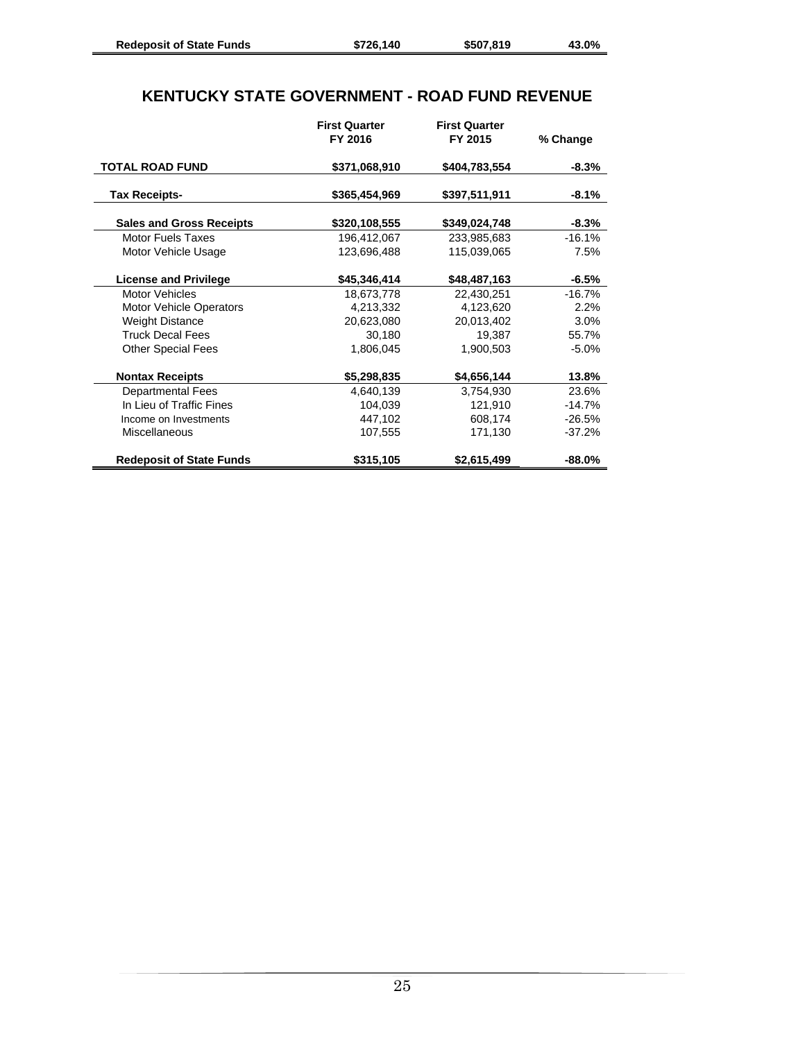| | | | |
|---|---|---|---|
| **Redeposit of State Funds** | **$726,140** | **$507,819** | **43.0%** |

## KENTUCKY STATE GOVERNMENT - ROAD FUND REVENUE

| | First Quarter FY 2016 | First Quarter FY 2015 | % Change |
|---|---|---|---|
| **TOTAL ROAD FUND** | **$371,068,910** | **$404,783,554** | **-8.3%** |
| **Tax Receipts-** | **$365,454,969** | **$397,511,911** | **-8.1%** |
| **Sales and Gross Receipts** | **$320,108,555** | **$349,024,748** | **-8.3%** |
| Motor Fuels Taxes | 196,412,067 | 233,985,683 | -16.1% |
| Motor Vehicle Usage | 123,696,488 | 115,039,065 | 7.5% |
| **License and Privilege** | **$45,346,414** | **$48,487,163** | **-6.5%** |
| Motor Vehicles | 18,673,778 | 22,430,251 | -16.7% |
| Motor Vehicle Operators | 4,213,332 | 4,123,620 | 2.2% |
| Weight Distance | 20,623,080 | 20,013,402 | 3.0% |
| Truck Decal Fees | 30,180 | 19,387 | 55.7% |
| Other Special Fees | 1,806,045 | 1,900,503 | -5.0% |
| **Nontax Receipts** | **$5,298,835** | **$4,656,144** | **13.8%** |
| Departmental Fees | 4,640,139 | 3,754,930 | 23.6% |
| In Lieu of Traffic Fines | 104,039 | 121,910 | -14.7% |
| Income on Investments | 447,102 | 608,174 | -26.5% |
| Miscellaneous | 107,555 | 171,130 | -37.2% |
| **Redeposit of State Funds** | **$315,105** | **$2,615,499** | **-88.0%** |